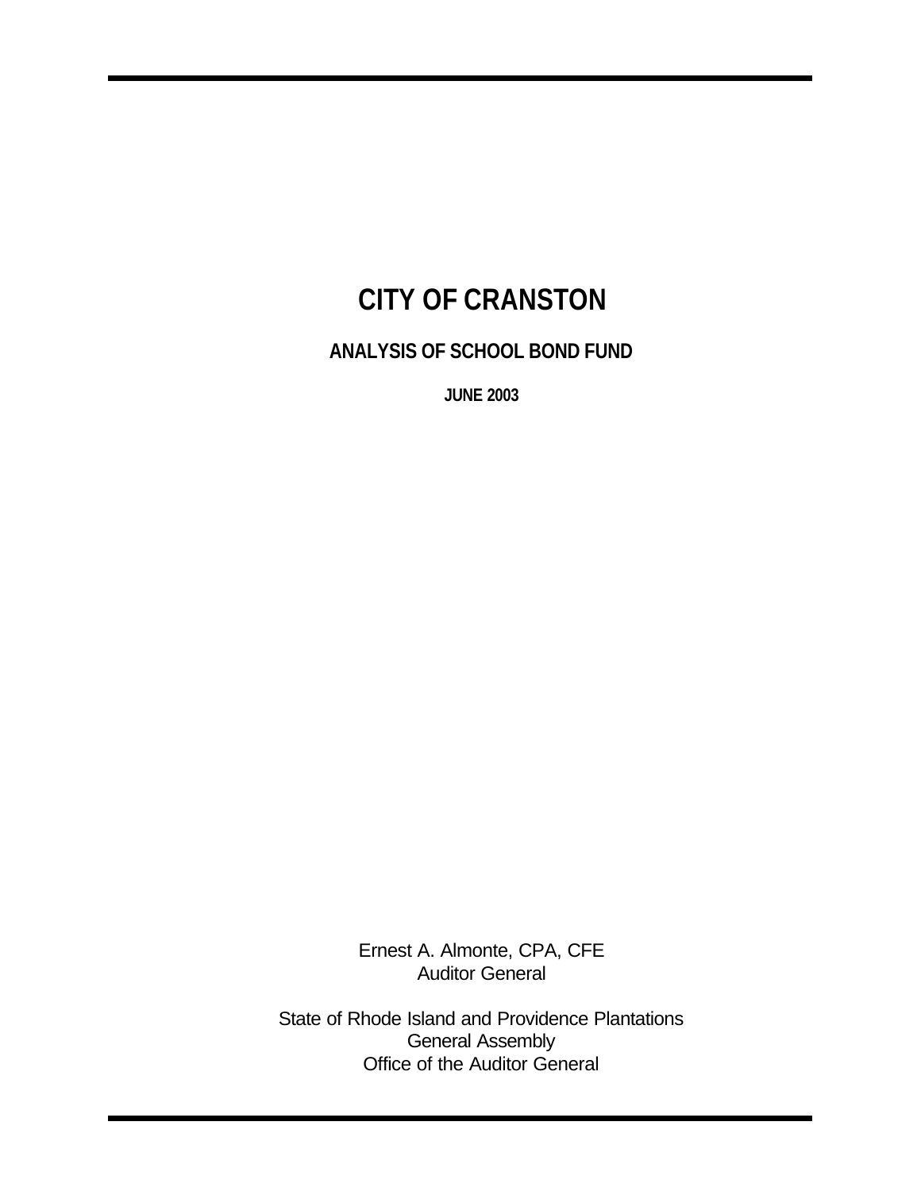# CITY OF CRANSTON

## ANALYSIS OF SCHOOL BOND FUND

### JUNE 2003

Ernest A. Almonte, CPA, CFE
Auditor General

State of Rhode Island and Providence Plantations
General Assembly
Office of the Auditor General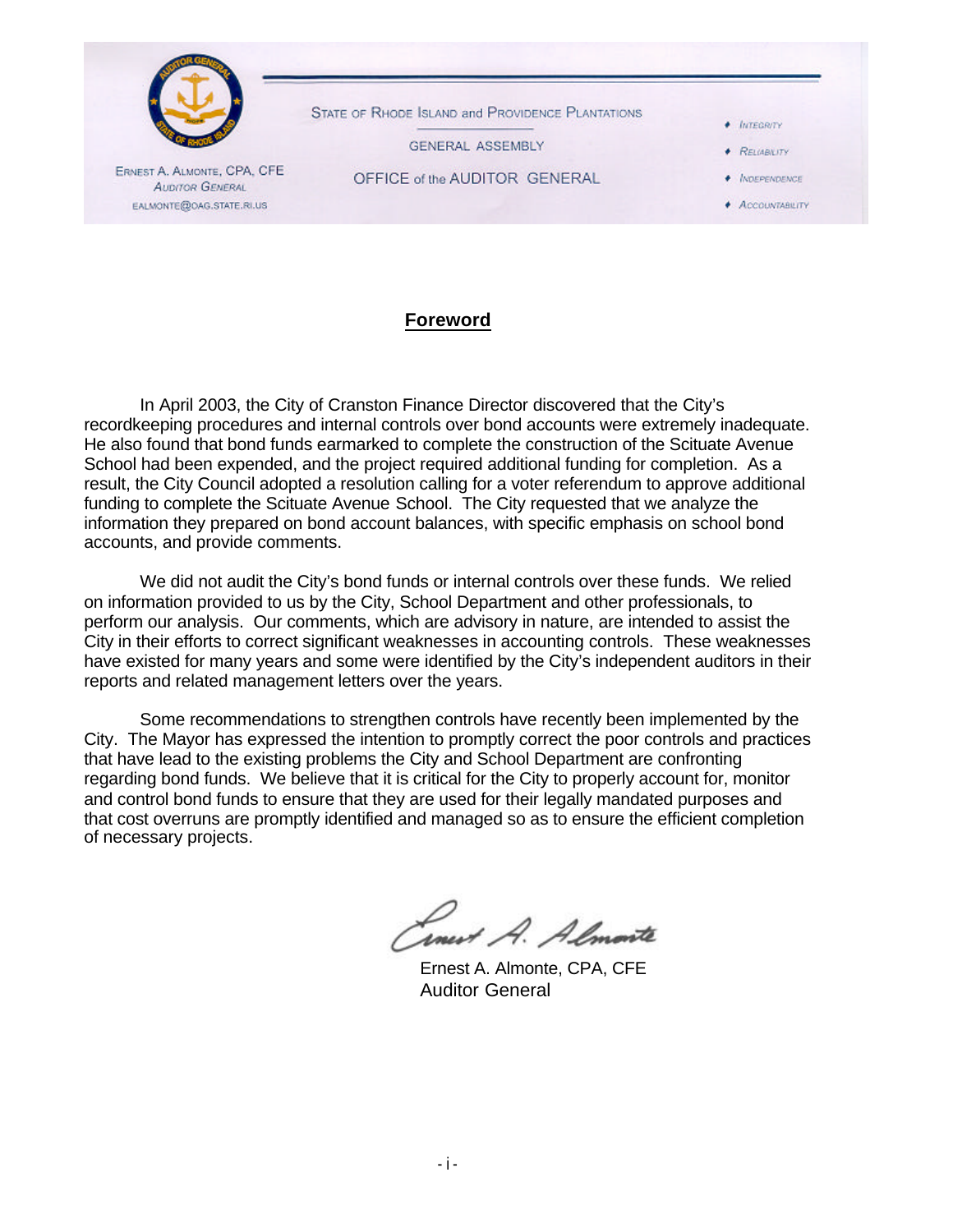STATE OF RHODE ISLAND and PROVIDENCE PLANTATIONS

GENERAL ASSEMBLY

OFFICE of the AUDITOR GENERAL

ERNEST A. ALMONTE, CPA, CFE
AUDITOR GENERAL
EALMONTE@OAG.STATE.RI.US

- INTEGRITY
- RELIABILITY
- INDEPENDENCE
- ACCOUNTABILITY

## Foreword

In April 2003, the City of Cranston Finance Director discovered that the City's recordkeeping procedures and internal controls over bond accounts were extremely inadequate. He also found that bond funds earmarked to complete the construction of the Scituate Avenue School had been expended, and the project required additional funding for completion. As a result, the City Council adopted a resolution calling for a voter referendum to approve additional funding to complete the Scituate Avenue School. The City requested that we analyze the information they prepared on bond account balances, with specific emphasis on school bond accounts, and provide comments.

We did not audit the City's bond funds or internal controls over these funds. We relied on information provided to us by the City, School Department and other professionals, to perform our analysis. Our comments, which are advisory in nature, are intended to assist the City in their efforts to correct significant weaknesses in accounting controls. These weaknesses have existed for many years and some were identified by the City's independent auditors in their reports and related management letters over the years.

Some recommendations to strengthen controls have recently been implemented by the City. The Mayor has expressed the intention to promptly correct the poor controls and practices that have lead to the existing problems the City and School Department are confronting regarding bond funds. We believe that it is critical for the City to properly account for, monitor and control bond funds to ensure that they are used for their legally mandated purposes and that cost overruns are promptly identified and managed so as to ensure the efficient completion of necessary projects.

Ernest A. Almonte, CPA, CFE
Auditor General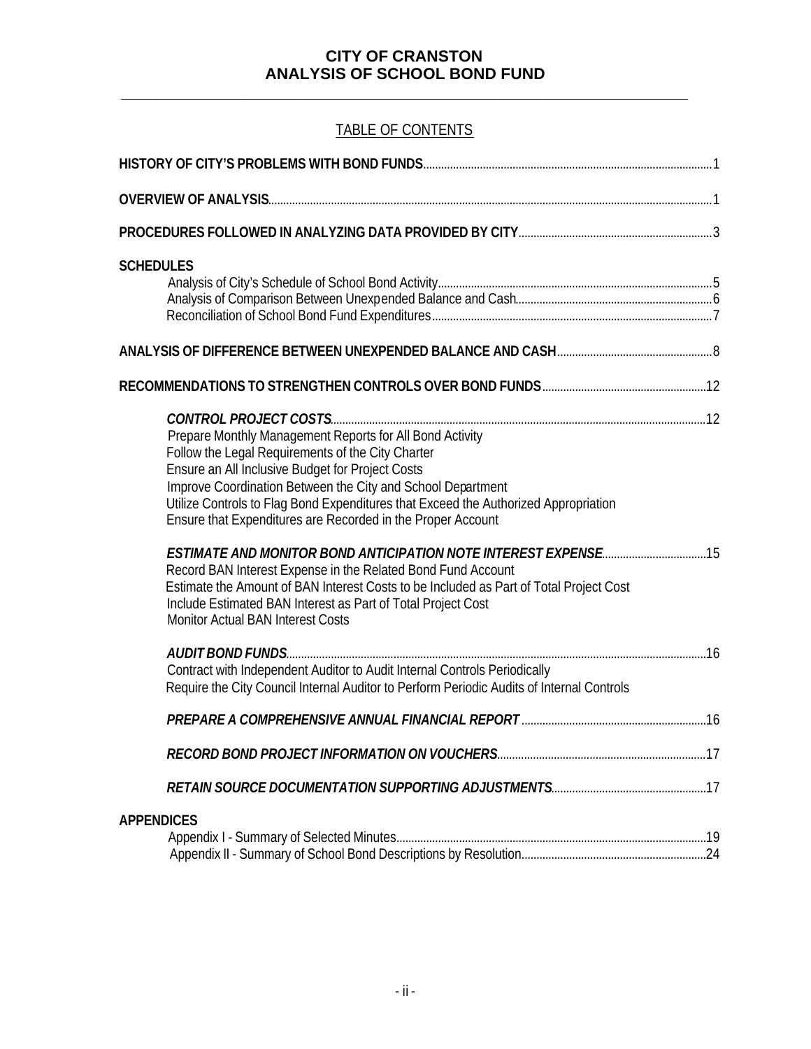# CITY OF CRANSTON
# ANALYSIS OF SCHOOL BOND FUND

## TABLE OF CONTENTS

**HISTORY OF CITY'S PROBLEMS WITH BOND FUNDS** .......... 1

**OVERVIEW OF ANALYSIS** .......... 1

**PROCEDURES FOLLOWED IN ANALYZING DATA PROVIDED BY CITY** .......... 3

**SCHEDULES**
- Analysis of City's Schedule of School Bond Activity .......... 5
- Analysis of Comparison Between Unexpended Balance and Cash .......... 6
- Reconciliation of School Bond Fund Expenditures .......... 7

**ANALYSIS OF DIFFERENCE BETWEEN UNEXPENDED BALANCE AND CASH** .......... 8

**RECOMMENDATIONS TO STRENGTHEN CONTROLS OVER BOND FUNDS** .......... 12

***CONTROL PROJECT COSTS*** .......... 12
- Prepare Monthly Management Reports for All Bond Activity
- Follow the Legal Requirements of the City Charter
- Ensure an All Inclusive Budget for Project Costs
- Improve Coordination Between the City and School Department
- Utilize Controls to Flag Bond Expenditures that Exceed the Authorized Appropriation
- Ensure that Expenditures are Recorded in the Proper Account

***ESTIMATE AND MONITOR BOND ANTICIPATION NOTE INTEREST EXPENSE*** .......... 15
- Record BAN Interest Expense in the Related Bond Fund Account
- Estimate the Amount of BAN Interest Costs to be Included as Part of Total Project Cost
- Include Estimated BAN Interest as Part of Total Project Cost
- Monitor Actual BAN Interest Costs

***AUDIT BOND FUNDS*** .......... 16
- Contract with Independent Auditor to Audit Internal Controls Periodically
- Require the City Council Internal Auditor to Perform Periodic Audits of Internal Controls

***PREPARE A COMPREHENSIVE ANNUAL FINANCIAL REPORT*** .......... 16

***RECORD BOND PROJECT INFORMATION ON VOUCHERS*** .......... 17

***RETAIN SOURCE DOCUMENTATION SUPPORTING ADJUSTMENTS*** .......... 17

**APPENDICES**
- Appendix I - Summary of Selected Minutes .......... 19
- Appendix II - Summary of School Bond Descriptions by Resolution .......... 24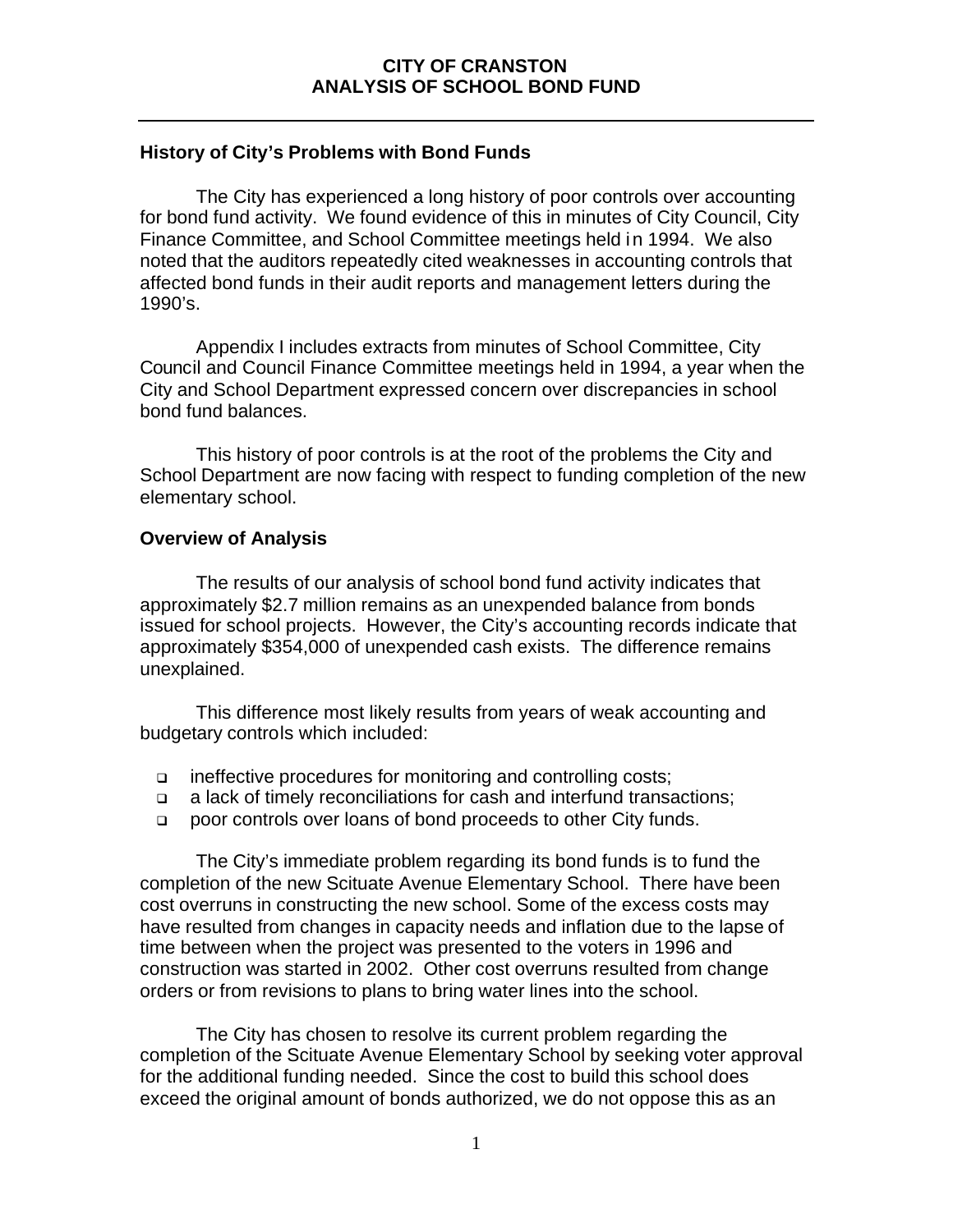**CITY OF CRANSTON**
**ANALYSIS OF SCHOOL BOND FUND**

## History of City's Problems with Bond Funds

The City has experienced a long history of poor controls over accounting for bond fund activity. We found evidence of this in minutes of City Council, City Finance Committee, and School Committee meetings held in 1994. We also noted that the auditors repeatedly cited weaknesses in accounting controls that affected bond funds in their audit reports and management letters during the 1990's.

Appendix I includes extracts from minutes of School Committee, City Council and Council Finance Committee meetings held in 1994, a year when the City and School Department expressed concern over discrepancies in school bond fund balances.

This history of poor controls is at the root of the problems the City and School Department are now facing with respect to funding completion of the new elementary school.

## Overview of Analysis

The results of our analysis of school bond fund activity indicates that approximately $2.7 million remains as an unexpended balance from bonds issued for school projects. However, the City's accounting records indicate that approximately $354,000 of unexpended cash exists. The difference remains unexplained.

This difference most likely results from years of weak accounting and budgetary controls which included:

- ineffective procedures for monitoring and controlling costs;
- a lack of timely reconciliations for cash and interfund transactions;
- poor controls over loans of bond proceeds to other City funds.

The City's immediate problem regarding its bond funds is to fund the completion of the new Scituate Avenue Elementary School. There have been cost overruns in constructing the new school. Some of the excess costs may have resulted from changes in capacity needs and inflation due to the lapse of time between when the project was presented to the voters in 1996 and construction was started in 2002. Other cost overruns resulted from change orders or from revisions to plans to bring water lines into the school.

The City has chosen to resolve its current problem regarding the completion of the Scituate Avenue Elementary School by seeking voter approval for the additional funding needed. Since the cost to build this school does exceed the original amount of bonds authorized, we do not oppose this as an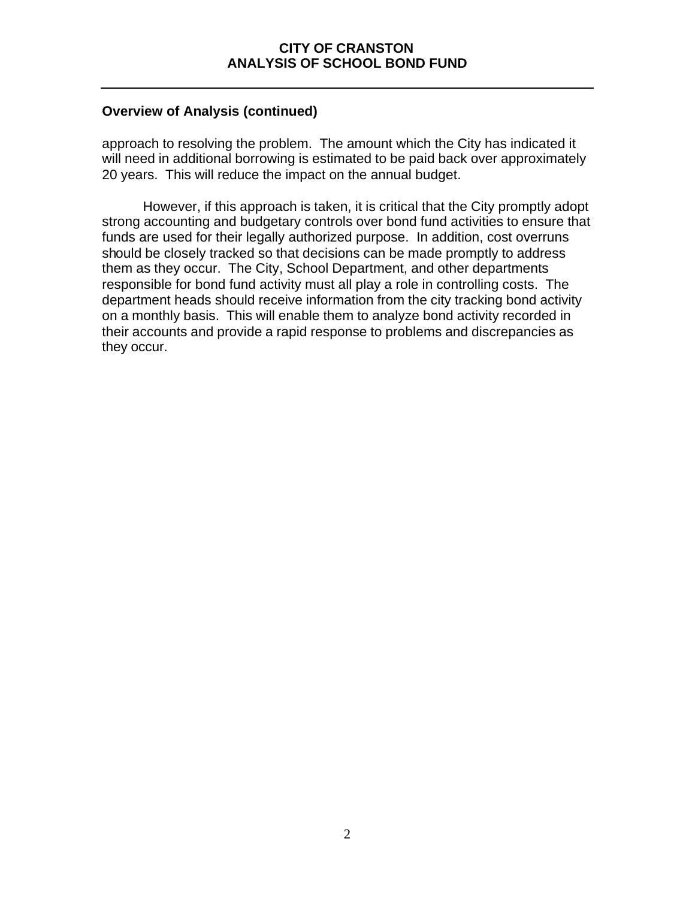## Overview of Analysis (continued)

approach to resolving the problem. The amount which the City has indicated it will need in additional borrowing is estimated to be paid back over approximately 20 years. This will reduce the impact on the annual budget.

However, if this approach is taken, it is critical that the City promptly adopt strong accounting and budgetary controls over bond fund activities to ensure that funds are used for their legally authorized purpose. In addition, cost overruns should be closely tracked so that decisions can be made promptly to address them as they occur. The City, School Department, and other departments responsible for bond fund activity must all play a role in controlling costs. The department heads should receive information from the city tracking bond activity on a monthly basis. This will enable them to analyze bond activity recorded in their accounts and provide a rapid response to problems and discrepancies as they occur.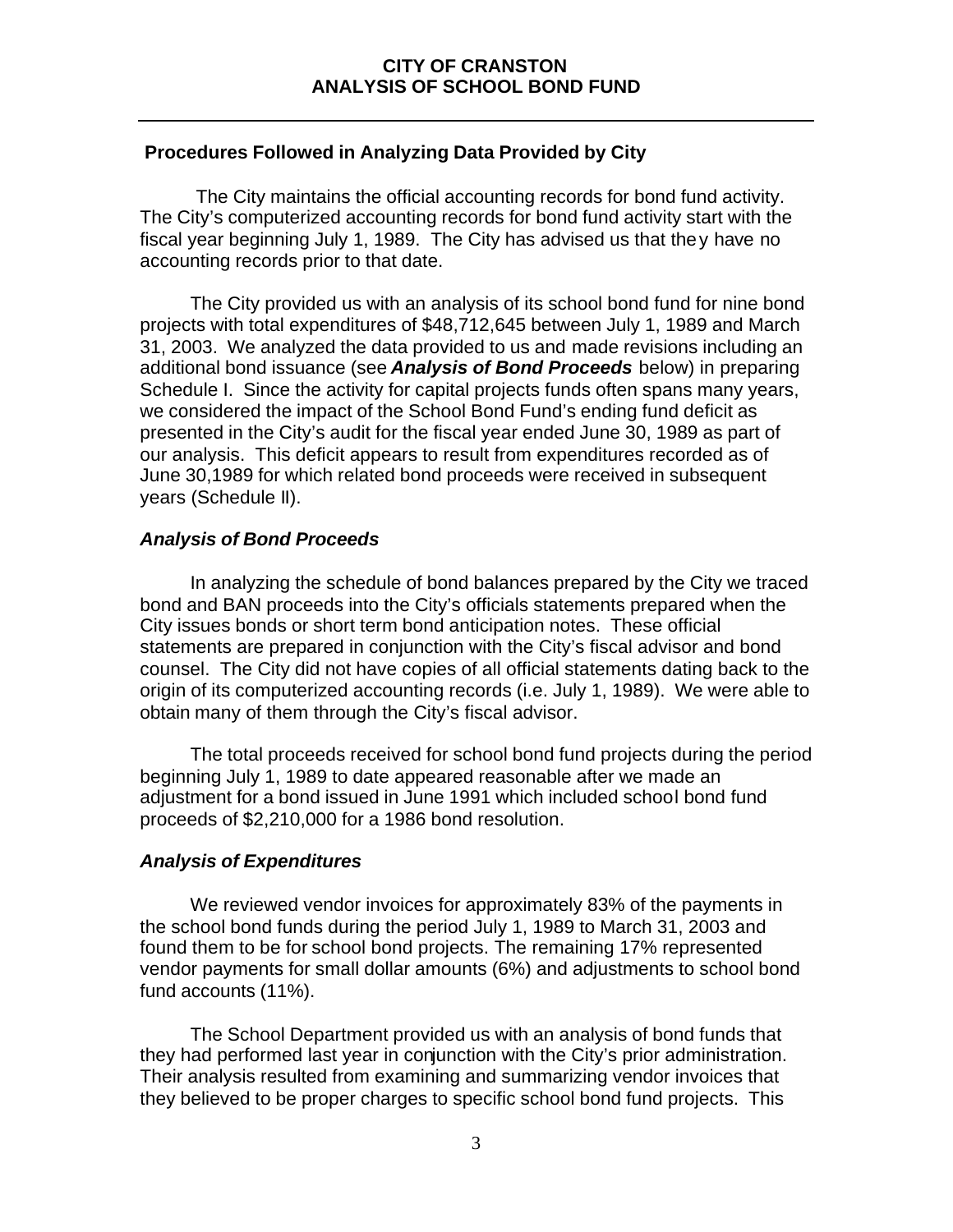# CITY OF CRANSTON
# ANALYSIS OF SCHOOL BOND FUND

---

### Procedures Followed in Analyzing Data Provided by City

The City maintains the official accounting records for bond fund activity. The City's computerized accounting records for bond fund activity start with the fiscal year beginning July 1, 1989. The City has advised us that they have no accounting records prior to that date.

The City provided us with an analysis of its school bond fund for nine bond projects with total expenditures of $48,712,645 between July 1, 1989 and March 31, 2003. We analyzed the data provided to us and made revisions including an additional bond issuance (see ***Analysis of Bond Proceeds*** below) in preparing Schedule I. Since the activity for capital projects funds often spans many years, we considered the impact of the School Bond Fund's ending fund deficit as presented in the City's audit for the fiscal year ended June 30, 1989 as part of our analysis. This deficit appears to result from expenditures recorded as of June 30,1989 for which related bond proceeds were received in subsequent years (Schedule II).

### *Analysis of Bond Proceeds*

In analyzing the schedule of bond balances prepared by the City we traced bond and BAN proceeds into the City's officials statements prepared when the City issues bonds or short term bond anticipation notes. These official statements are prepared in conjunction with the City's fiscal advisor and bond counsel. The City did not have copies of all official statements dating back to the origin of its computerized accounting records (i.e. July 1, 1989). We were able to obtain many of them through the City's fiscal advisor.

The total proceeds received for school bond fund projects during the period beginning July 1, 1989 to date appeared reasonable after we made an adjustment for a bond issued in June 1991 which included school bond fund proceeds of $2,210,000 for a 1986 bond resolution.

### *Analysis of Expenditures*

We reviewed vendor invoices for approximately 83% of the payments in the school bond funds during the period July 1, 1989 to March 31, 2003 and found them to be for school bond projects. The remaining 17% represented vendor payments for small dollar amounts (6%) and adjustments to school bond fund accounts (11%).

The School Department provided us with an analysis of bond funds that they had performed last year in conjunction with the City's prior administration. Their analysis resulted from examining and summarizing vendor invoices that they believed to be proper charges to specific school bond fund projects. This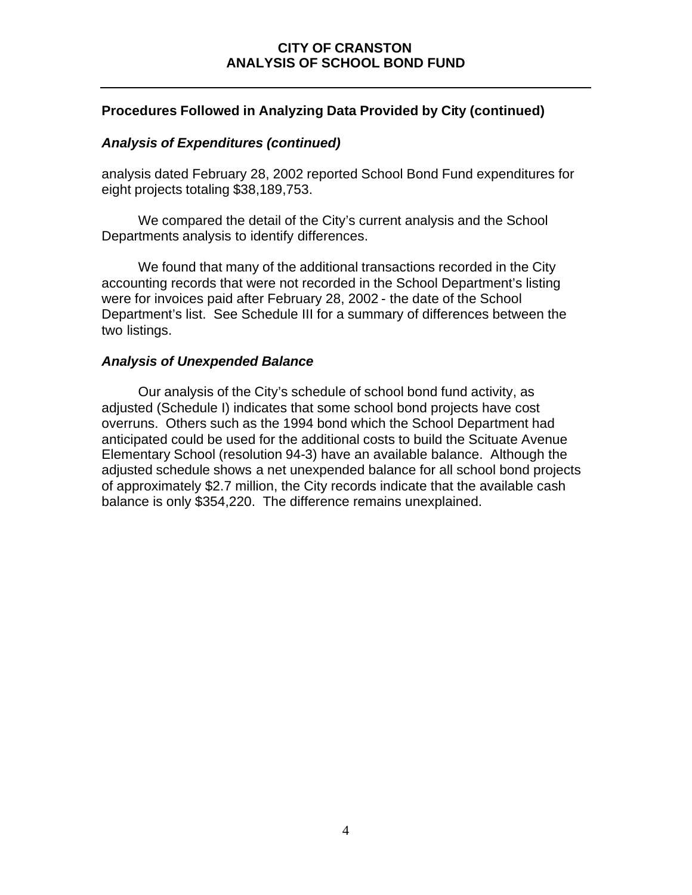## Procedures Followed in Analyzing Data Provided by City (continued)

### *Analysis of Expenditures (continued)*

analysis dated February 28, 2002 reported School Bond Fund expenditures for eight projects totaling $38,189,753.

We compared the detail of the City's current analysis and the School Departments analysis to identify differences.

We found that many of the additional transactions recorded in the City accounting records that were not recorded in the School Department's listing were for invoices paid after February 28, 2002 - the date of the School Department's list. See Schedule III for a summary of differences between the two listings.

### *Analysis of Unexpended Balance*

Our analysis of the City's schedule of school bond fund activity, as adjusted (Schedule I) indicates that some school bond projects have cost overruns. Others such as the 1994 bond which the School Department had anticipated could be used for the additional costs to build the Scituate Avenue Elementary School (resolution 94-3) have an available balance. Although the adjusted schedule shows a net unexpended balance for all school bond projects of approximately $2.7 million, the City records indicate that the available cash balance is only $354,220. The difference remains unexplained.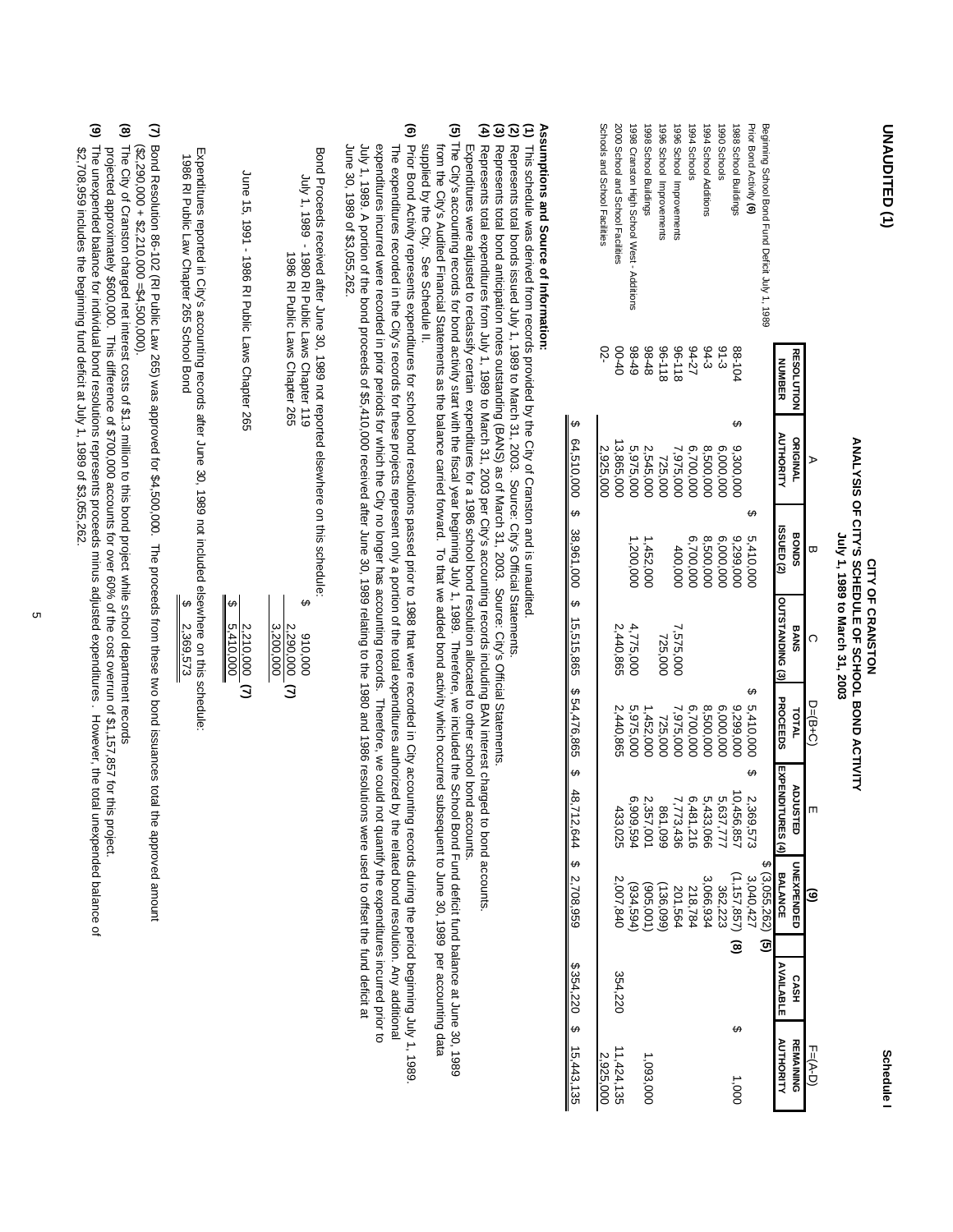UNAUDITED (1)

Schedule I

# CITY OF CRANSTON
## ANALYSIS OF CITY'S SCHEDULE OF SCHOOL BOND ACTIVITY
### July 1, 1989 to March 31, 2003

| | | A | B | C | D=(B+C) | E | (9) | | F=(A-D) |
|---|---|---|---|---|---|---|---|---|---|
| | RESOLUTION NUMBER | ORIGINAL AUTHORITY | BONDS ISSUED (2) | BANS OUTSTANDING (3) | TOTAL PROCEEDS | ADJUSTED EXPENDITURES (4) | UNEXPENDED BALANCE | CASH AVAILABLE | REMAINING AUTHORITY |
| Beginning School Bond Fund Deficit July 1, 1989 | | | | | | | $ (3,055,262) **(5)** | | |
| Prior Bond Activity **(6)** | | | $ 5,410,000 | | $ 5,410,000 | $ 2,369,573 | 3,040,427 | | |
| 1988 School Buildings | 88-104 | $ 9,300,000 | 9,299,000 | | 9,299,000 | 10,456,857 | (1,157,857) **(8)** | | $ 1,000 |
| 1990 Schools | 91-3 | 6,000,000 | 6,000,000 | | 6,000,000 | 5,637,777 | 362,223 | | |
| 1994 School Additions | 94-3 | 8,500,000 | 8,500,000 | | 8,500,000 | 5,433,066 | 3,066,934 | | |
| 1994 Schools | 94-27 | 6,700,000 | 6,700,000 | | 6,700,000 | 6,481,216 | 218,784 | | |
| 1996 School Improvements | 96-118 | 7,975,000 | 400,000 | 7,575,000 | 7,975,000 | 7,773,436 | 201,564 | | |
| 1996 School Improvements | 96-118 | 725,000 | | 725,000 | 725,000 | 861,099 | (136,099) | | |
| 1998 School Buildings | 98-48 | 2,545,000 | 1,452,000 | | 1,452,000 | 2,357,001 | (905,001) | | 1,093,000 |
| 1998 Cranston High School West - Additions | 98-49 | 5,975,000 | 1,200,000 | 4,775,000 | 5,975,000 | 6,909,594 | (934,594) | | |
| 200 School and School Facilities | 00-40 | 13,865,000 | | 2,440,865 | 2,440,865 | 433,025 | 2,007,840 | 354,220 | 11,424,135 |
| Schools and School Facilities | 02- | 2,925,000 | | | | | | | 2,925,000 |
| | | $ 64,510,000 | $ 38,961,000 | $ 15,515,865 | $ 54,476,865 | $ 48,712,644 | $ 2,708,959 | $354,220 | $ 15,443,135 |

**Assumptions and Source of Information:**

**(1)** This schedule was derived from records provided by the City of Cranston and is unaudited.

**(2)** Represents total bonds issued July 1, 1989 to March 31, 2003. Source: City's Official Statements.

**(3)** Represents total bond anticipation notes outstanding (BANS) as of March 31, 2003. Source: City's Official Statements.

**(4)** Represents total expenditures from July 1, 1989 to March 31, 2003 per City's accounting records including BAN interest charged to bond accounts. Expenditures were adjusted to reclassify certain expenditures for a 1986 school bond resolution allocated to other school bond accounts.

**(5)** The City's accounting records for bond activity start with the fiscal year beginning July 1, 1989. Therefore, we included the School Bond Fund deficit fund balance at June 30, 1989 from the City's Audited Financial Statements as the balance carried forward. To that we added bond activity which occurred subsequent to June 30, 1989 per accounting data supplied by the City. See Schedule II.

**(6)** Prior Bond Activity represents expenditures for school bond resolutions passed prior to 1988 that were recorded in City accounting records during the period beginning July 1, 1989. The expenditures recorded in the City's records for these projects represent only a portion of the total expenditures authorized by the related bond resolution. Any additional expenditures incurred were recorded in prior periods for which the City no longer has accounting records. Therefore, we could not quantify the expenditures incurred prior to July 1, 1989. A portion of the bond proceeds of $5,410,000 received after June 30, 1989 relating to the 1980 and 1986 resolutions were used to offset the fund deficit at June 30, 1989 of $3,055,262.

Bond Proceeds received after June 30, 1989 not reported elsewhere on this schedule:

| | | |
|---|---|---|
| July 1, 1989 - 1980 RI Public Laws Chapter 119 | $ 910,000 | |
| 1986 RI Public Laws Chapter 265 | 2,290,000 | **(7)** |
| | 3,200,000 | |
| June 15, 1991 - 1986 RI Public Laws Chapter 265 | 2,210,000 | **(7)** |
| | $ 5,410,000 | |

Expenditures reported in City's accounting records after June 30, 1989 not included elsewhere on this schedule:

| | |
|---|---|
| 1986 RI Public Law Chapter 265 School Bond | $ 2,369,573 |

**(7)** Bond Resolution 86-102 (RI Public Law 265) was approved for $4,500,000. The proceeds from these two bond issuances total the approved amount ($2,290,000 + $2,210,000 =$4,500,000).

**(8)** The City of Cranston charged net interest costs of $1.3 million to this bond project while school department records projected approximately $600,000. This difference of $700,000 accounts for over 60% of the cost overrun of $1,157,857 for this project.

**(9)** The unexpended balance for individual bond resolutions represents proceeds minus adjusted expenditures . However, the total unexpended balance of $2,708,959 includes the beginning fund deficit at July 1, 1989 of $3,055,262.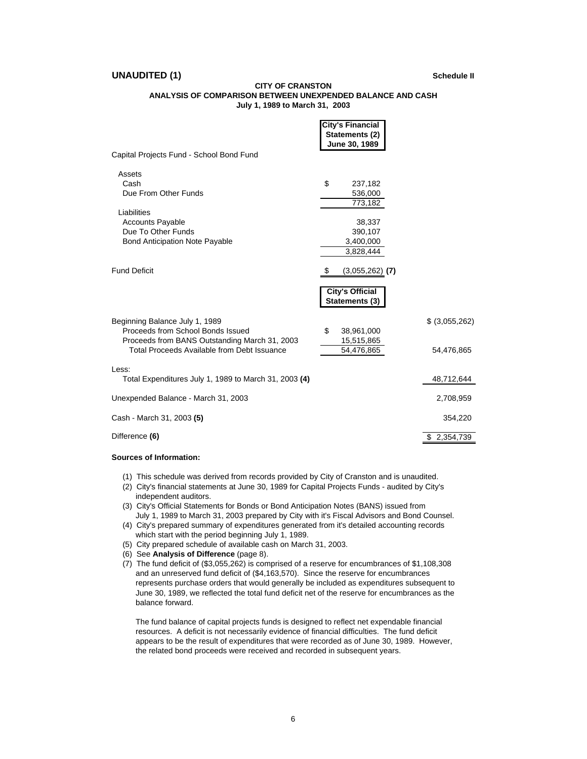**UNAUDITED (1)** **Schedule II**

**CITY OF CRANSTON**
**ANALYSIS OF COMPARISON BETWEEN UNEXPENDED BALANCE AND CASH**
**July 1, 1989 to March 31, 2003**

| | City's Financial Statements (2) June 30, 1989 | |
|---|---|---|
| Capital Projects Fund - School Bond Fund | | |
| Assets | | |
| Cash | $ 237,182 | |
| Due From Other Funds | 536,000 | |
| | 773,182 | |
| Liabilities | | |
| Accounts Payable | 38,337 | |
| Due To Other Funds | 390,107 | |
| Bond Anticipation Note Payable | 3,400,000 | |
| | 3,828,444 | |
| Fund Deficit | $ (3,055,262) **(7)** | |
| | **City's Official Statements (3)** | |
| Beginning Balance July 1, 1989 | | $ (3,055,262) |
| Proceeds from School Bonds Issued | $ 38,961,000 | |
| Proceeds from BANS Outstanding March 31, 2003 | 15,515,865 | |
| Total Proceeds Available from Debt Issuance | 54,476,865 | 54,476,865 |
| Less: | | |
| Total Expenditures July 1, 1989 to March 31, 2003 **(4)** | | 48,712,644 |
| Unexpended Balance - March 31, 2003 | | 2,708,959 |
| Cash - March 31, 2003 **(5)** | | 354,220 |
| Difference **(6)** | | $ 2,354,739 |

**Sources of Information:**

(1) This schedule was derived from records provided by City of Cranston and is unaudited.
(2) City's financial statements at June 30, 1989 for Capital Projects Funds - audited by City's independent auditors.
(3) City's Official Statements for Bonds or Bond Anticipation Notes (BANS) issued from July 1, 1989 to March 31, 2003 prepared by City with it's Fiscal Advisors and Bond Counsel.
(4) City's prepared summary of expenditures generated from it's detailed accounting records which start with the period beginning July 1, 1989.
(5) City prepared schedule of available cash on March 31, 2003.
(6) See **Analysis of Difference** (page 8).
(7) The fund deficit of ($3,055,262) is comprised of a reserve for encumbrances of $1,108,308 and an unreserved fund deficit of ($4,163,570). Since the reserve for encumbrances represents purchase orders that would generally be included as expenditures subsequent to June 30, 1989, we reflected the total fund deficit net of the reserve for encumbrances as the balance forward.

The fund balance of capital projects funds is designed to reflect net expendable financial resources. A deficit is not necessarily evidence of financial difficulties. The fund deficit appears to be the result of expenditures that were recorded as of June 30, 1989. However, the related bond proceeds were received and recorded in subsequent years.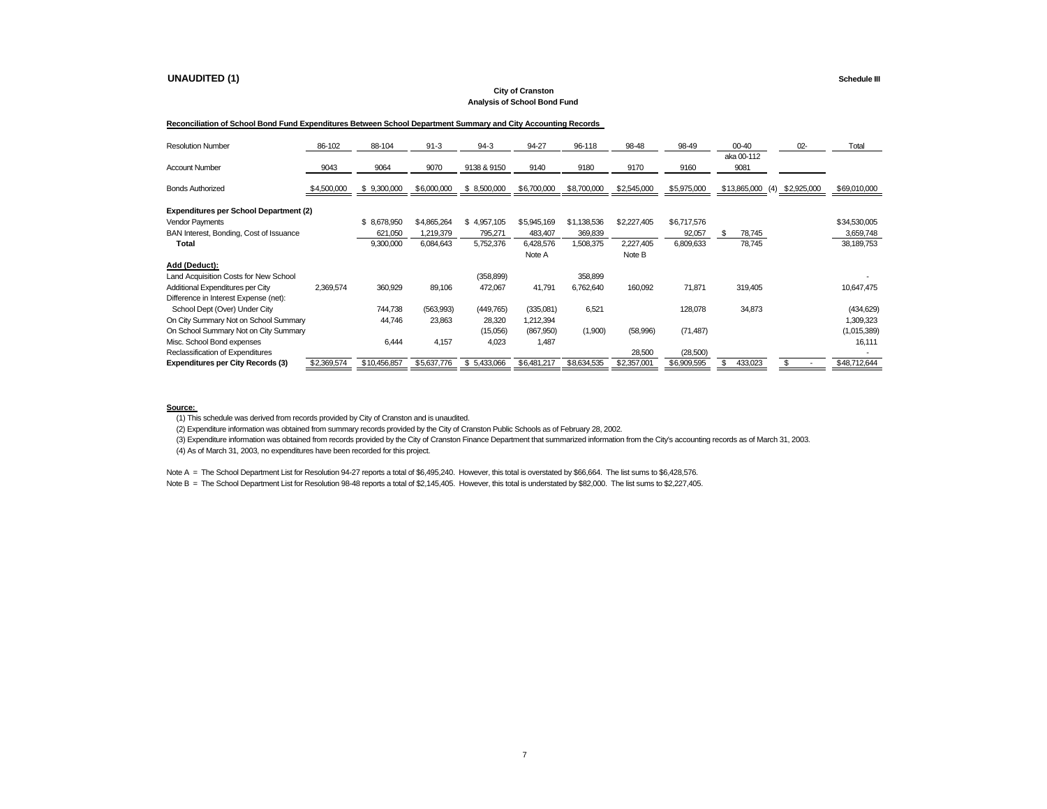**UNAUDITED (1)**

**Schedule III**

**City of Cranston**
**Analysis of School Bond Fund**

**Reconciliation of School Bond Fund Expenditures Between School Department Summary and City Accounting Records**

| Resolution Number | 86-102 | 88-104 | 91-3 | 94-3 | 94-27 | 96-118 | 98-48 | 98-49 | 00-40 aka 00-112 | 02- | Total |
|---|---|---|---|---|---|---|---|---|---|---|---|
| Account Number | 9043 | 9064 | 9070 | 9138 & 9150 | 9140 | 9180 | 9170 | 9160 | 9081 | | |
| Bonds Authorized | $4,500,000 | $ 9,300,000 | $6,000,000 | $ 8,500,000 | $6,700,000 | $8,700,000 | $2,545,000 | $5,975,000 | $13,865,000 (4) | $2,925,000 | $69,010,000 |
| **Expenditures per School Department (2)** | | | | | | | | | | | |
| Vendor Payments | | $ 8,678,950 | $4,865,264 | $ 4,957,105 | $5,945,169 | $1,138,536 | $2,227,405 | $6,717,576 | | | $34,530,005 |
| BAN Interest, Bonding, Cost of Issuance | | 621,050 | 1,219,379 | 795,271 | 483,407 | 369,839 | | 92,057 | $ 78,745 | | 3,659,748 |
| **Total** | | 9,300,000 | 6,084,643 | 5,752,376 | 6,428,576 Note A | 1,508,375 | 2,227,405 Note B | 6,809,633 | 78,745 | | 38,189,753 |
| **Add (Deduct):** | | | | | | | | | | | |
| Land Acquisition Costs for New School | | | | (358,899) | | 358,899 | | | | | - |
| Additional Expenditures per City | 2,369,574 | 360,929 | 89,106 | 472,067 | 41,791 | 6,762,640 | 160,092 | 71,871 | 319,405 | | 10,647,475 |
| Difference in Interest Expense (net): | | | | | | | | | | | |
| School Dept (Over) Under City | | 744,738 | (563,993) | (449,765) | (335,081) | 6,521 | | 128,078 | 34,873 | | (434,629) |
| On City Summary Not on School Summary | | 44,746 | 23,863 | 28,320 | 1,212,394 | | | | | | 1,309,323 |
| On School Summary Not on City Summary | | | | (15,056) | (867,950) | (1,900) | (58,996) | (71,487) | | | (1,015,389) |
| Misc. School Bond expenses | | 6,444 | 4,157 | 4,023 | 1,487 | | | | | | 16,111 |
| Reclassification of Expenditures | | | | | | | 28,500 | (28,500) | | | - |
| **Expenditures per City Records (3)** | $2,369,574 | $10,456,857 | $5,637,776 | $ 5,433,066 | $6,481,217 | $8,634,535 | $2,357,001 | $6,909,595 | $ 433,023 | $ - | $48,712,644 |

**Source:**

(1) This schedule was derived from records provided by City of Cranston and is unaudited.

(2) Expenditure information was obtained from summary records provided by the City of Cranston Public Schools as of February 28, 2002.

(3) Expenditure information was obtained from records provided by the City of Cranston Finance Department that summarized information from the City's accounting records as of March 31, 2003.

(4) As of March 31, 2003, no expenditures have been recorded for this project.

Note A = The School Department List for Resolution 94-27 reports a total of $6,495,240. However, this total is overstated by $66,664. The list sums to $6,428,576.

Note B = The School Department List for Resolution 98-48 reports a total of $2,145,405. However, this total is understated by $82,000. The list sums to $2,227,405.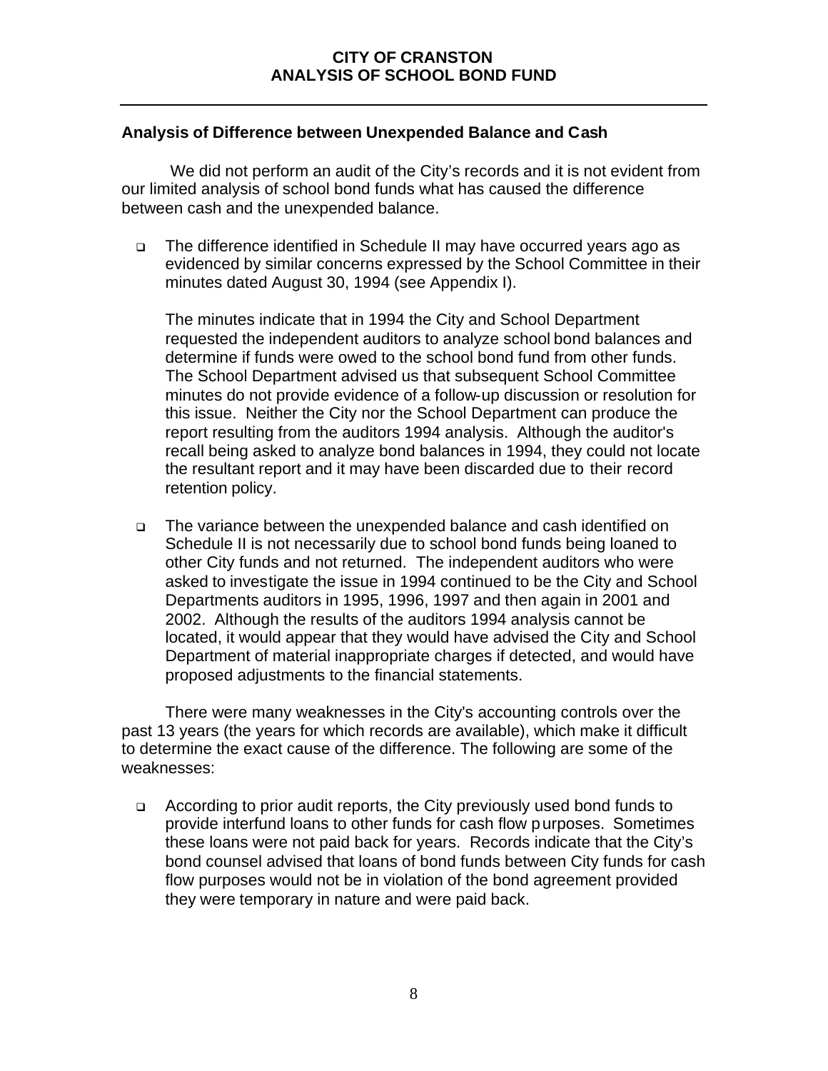## Analysis of Difference between Unexpended Balance and Cash

We did not perform an audit of the City's records and it is not evident from our limited analysis of school bond funds what has caused the difference between cash and the unexpended balance.

- The difference identified in Schedule II may have occurred years ago as evidenced by similar concerns expressed by the School Committee in their minutes dated August 30, 1994 (see Appendix I).

  The minutes indicate that in 1994 the City and School Department requested the independent auditors to analyze school bond balances and determine if funds were owed to the school bond fund from other funds. The School Department advised us that subsequent School Committee minutes do not provide evidence of a follow-up discussion or resolution for this issue. Neither the City nor the School Department can produce the report resulting from the auditors 1994 analysis. Although the auditor's recall being asked to analyze bond balances in 1994, they could not locate the resultant report and it may have been discarded due to their record retention policy.

- The variance between the unexpended balance and cash identified on Schedule II is not necessarily due to school bond funds being loaned to other City funds and not returned. The independent auditors who were asked to investigate the issue in 1994 continued to be the City and School Departments auditors in 1995, 1996, 1997 and then again in 2001 and 2002. Although the results of the auditors 1994 analysis cannot be located, it would appear that they would have advised the City and School Department of material inappropriate charges if detected, and would have proposed adjustments to the financial statements.

There were many weaknesses in the City's accounting controls over the past 13 years (the years for which records are available), which make it difficult to determine the exact cause of the difference. The following are some of the weaknesses:

- According to prior audit reports, the City previously used bond funds to provide interfund loans to other funds for cash flow purposes. Sometimes these loans were not paid back for years. Records indicate that the City's bond counsel advised that loans of bond funds between City funds for cash flow purposes would not be in violation of the bond agreement provided they were temporary in nature and were paid back.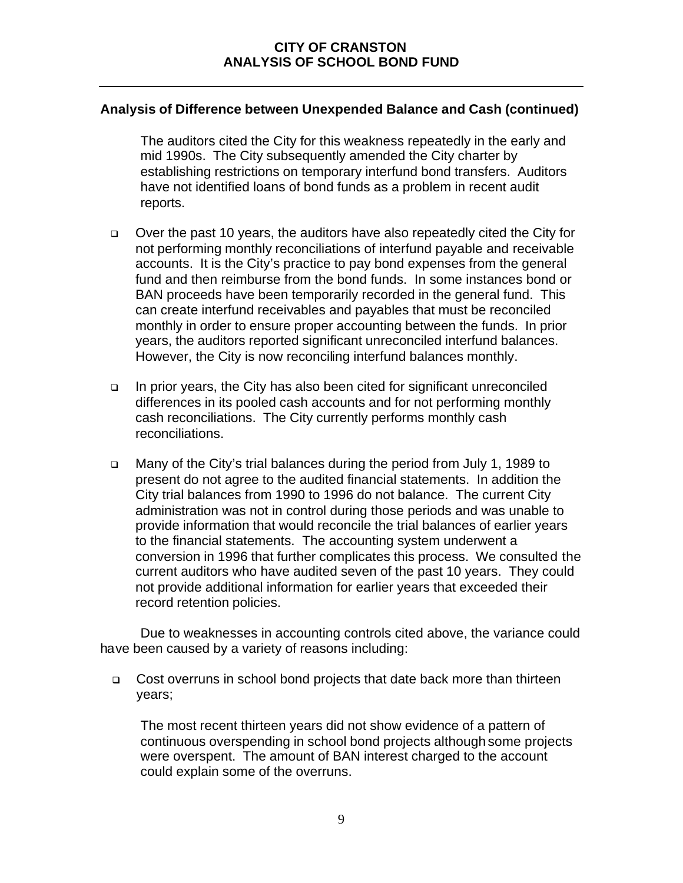## Analysis of Difference between Unexpended Balance and Cash (continued)

The auditors cited the City for this weakness repeatedly in the early and mid 1990s. The City subsequently amended the City charter by establishing restrictions on temporary interfund bond transfers. Auditors have not identified loans of bond funds as a problem in recent audit reports.

- Over the past 10 years, the auditors have also repeatedly cited the City for not performing monthly reconciliations of interfund payable and receivable accounts. It is the City's practice to pay bond expenses from the general fund and then reimburse from the bond funds. In some instances bond or BAN proceeds have been temporarily recorded in the general fund. This can create interfund receivables and payables that must be reconciled monthly in order to ensure proper accounting between the funds. In prior years, the auditors reported significant unreconciled interfund balances. However, the City is now reconciling interfund balances monthly.

- In prior years, the City has also been cited for significant unreconciled differences in its pooled cash accounts and for not performing monthly cash reconciliations. The City currently performs monthly cash reconciliations.

- Many of the City's trial balances during the period from July 1, 1989 to present do not agree to the audited financial statements. In addition the City trial balances from 1990 to 1996 do not balance. The current City administration was not in control during those periods and was unable to provide information that would reconcile the trial balances of earlier years to the financial statements. The accounting system underwent a conversion in 1996 that further complicates this process. We consulted the current auditors who have audited seven of the past 10 years. They could not provide additional information for earlier years that exceeded their record retention policies.

Due to weaknesses in accounting controls cited above, the variance could have been caused by a variety of reasons including:

- Cost overruns in school bond projects that date back more than thirteen years;

  The most recent thirteen years did not show evidence of a pattern of continuous overspending in school bond projects although some projects were overspent. The amount of BAN interest charged to the account could explain some of the overruns.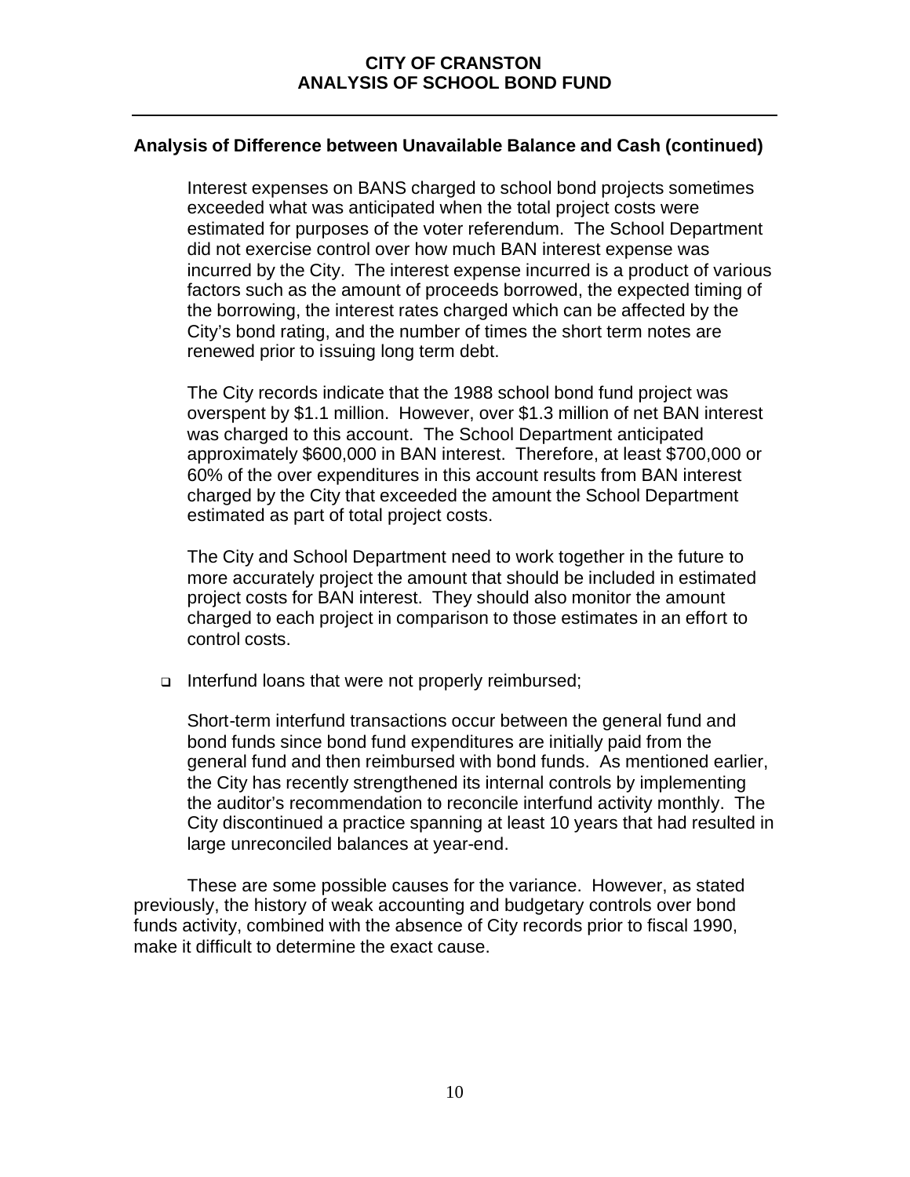## Analysis of Difference between Unavailable Balance and Cash (continued)

Interest expenses on BANS charged to school bond projects sometimes exceeded what was anticipated when the total project costs were estimated for purposes of the voter referendum. The School Department did not exercise control over how much BAN interest expense was incurred by the City. The interest expense incurred is a product of various factors such as the amount of proceeds borrowed, the expected timing of the borrowing, the interest rates charged which can be affected by the City's bond rating, and the number of times the short term notes are renewed prior to issuing long term debt.

The City records indicate that the 1988 school bond fund project was overspent by $1.1 million. However, over $1.3 million of net BAN interest was charged to this account. The School Department anticipated approximately $600,000 in BAN interest. Therefore, at least $700,000 or 60% of the over expenditures in this account results from BAN interest charged by the City that exceeded the amount the School Department estimated as part of total project costs.

The City and School Department need to work together in the future to more accurately project the amount that should be included in estimated project costs for BAN interest. They should also monitor the amount charged to each project in comparison to those estimates in an effort to control costs.

- Interfund loans that were not properly reimbursed;

  Short-term interfund transactions occur between the general fund and bond funds since bond fund expenditures are initially paid from the general fund and then reimbursed with bond funds. As mentioned earlier, the City has recently strengthened its internal controls by implementing the auditor's recommendation to reconcile interfund activity monthly. The City discontinued a practice spanning at least 10 years that had resulted in large unreconciled balances at year-end.

These are some possible causes for the variance. However, as stated previously, the history of weak accounting and budgetary controls over bond funds activity, combined with the absence of City records prior to fiscal 1990, make it difficult to determine the exact cause.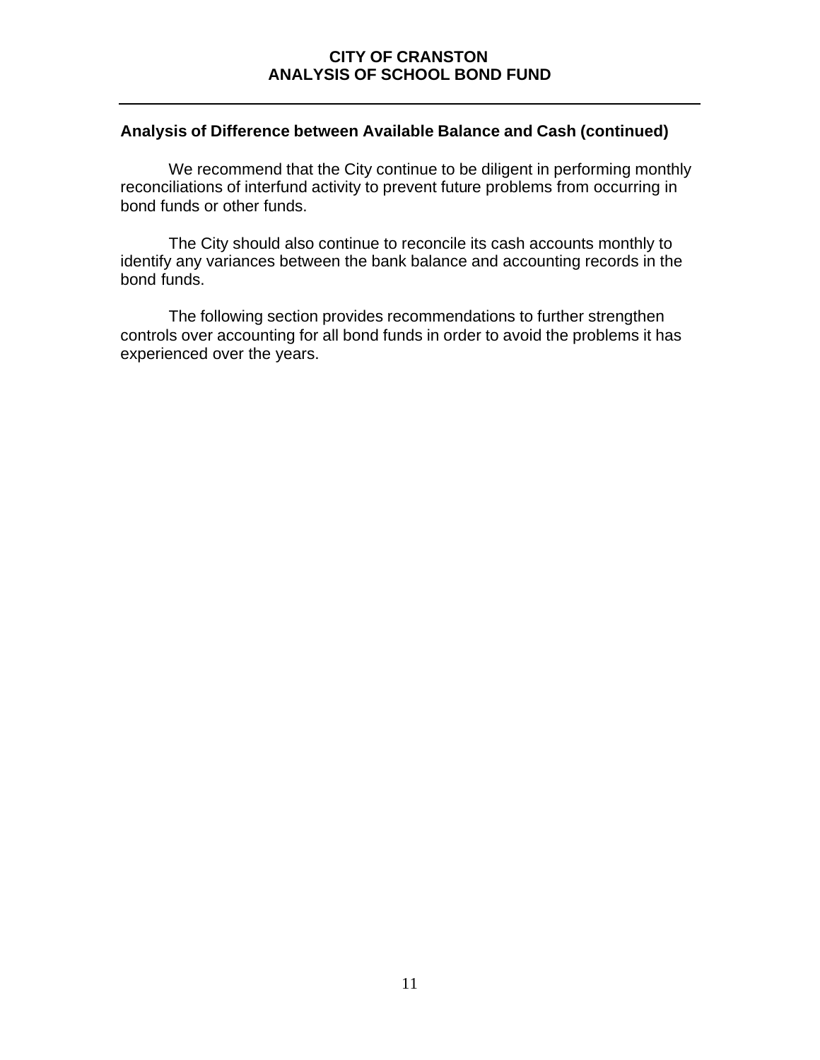## Analysis of Difference between Available Balance and Cash (continued)

We recommend that the City continue to be diligent in performing monthly reconciliations of interfund activity to prevent future problems from occurring in bond funds or other funds.

The City should also continue to reconcile its cash accounts monthly to identify any variances between the bank balance and accounting records in the bond funds.

The following section provides recommendations to further strengthen controls over accounting for all bond funds in order to avoid the problems it has experienced over the years.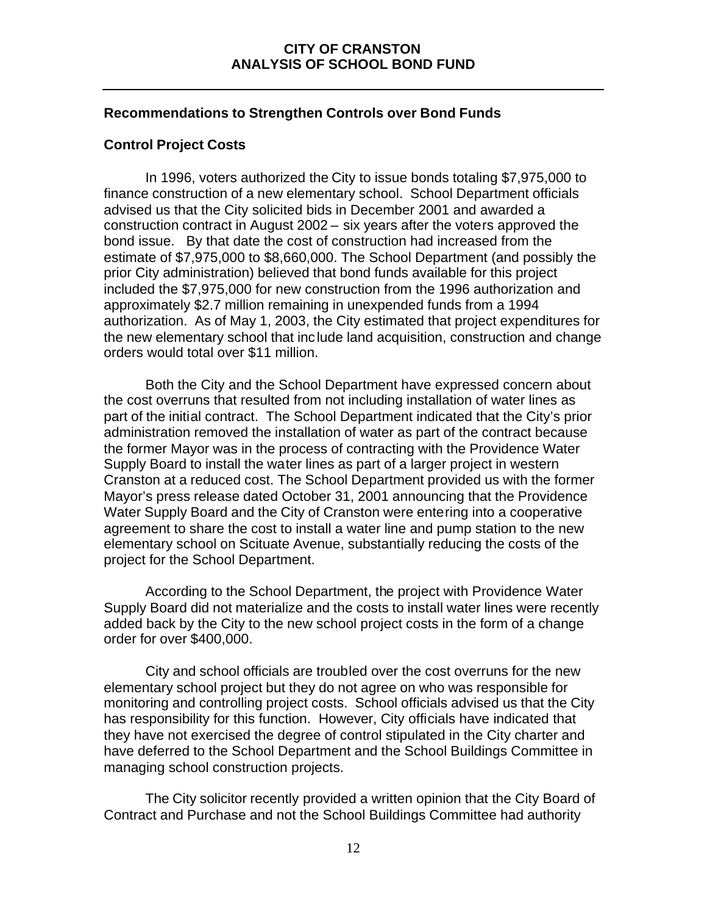## Recommendations to Strengthen Controls over Bond Funds

### Control Project Costs

In 1996, voters authorized the City to issue bonds totaling $7,975,000 to finance construction of a new elementary school. School Department officials advised us that the City solicited bids in December 2001 and awarded a construction contract in August 2002 – six years after the voters approved the bond issue. By that date the cost of construction had increased from the estimate of $7,975,000 to $8,660,000. The School Department (and possibly the prior City administration) believed that bond funds available for this project included the $7,975,000 for new construction from the 1996 authorization and approximately $2.7 million remaining in unexpended funds from a 1994 authorization. As of May 1, 2003, the City estimated that project expenditures for the new elementary school that include land acquisition, construction and change orders would total over $11 million.

Both the City and the School Department have expressed concern about the cost overruns that resulted from not including installation of water lines as part of the initial contract. The School Department indicated that the City's prior administration removed the installation of water as part of the contract because the former Mayor was in the process of contracting with the Providence Water Supply Board to install the water lines as part of a larger project in western Cranston at a reduced cost. The School Department provided us with the former Mayor's press release dated October 31, 2001 announcing that the Providence Water Supply Board and the City of Cranston were entering into a cooperative agreement to share the cost to install a water line and pump station to the new elementary school on Scituate Avenue, substantially reducing the costs of the project for the School Department.

According to the School Department, the project with Providence Water Supply Board did not materialize and the costs to install water lines were recently added back by the City to the new school project costs in the form of a change order for over $400,000.

City and school officials are troubled over the cost overruns for the new elementary school project but they do not agree on who was responsible for monitoring and controlling project costs. School officials advised us that the City has responsibility for this function. However, City officials have indicated that they have not exercised the degree of control stipulated in the City charter and have deferred to the School Department and the School Buildings Committee in managing school construction projects.

The City solicitor recently provided a written opinion that the City Board of Contract and Purchase and not the School Buildings Committee had authority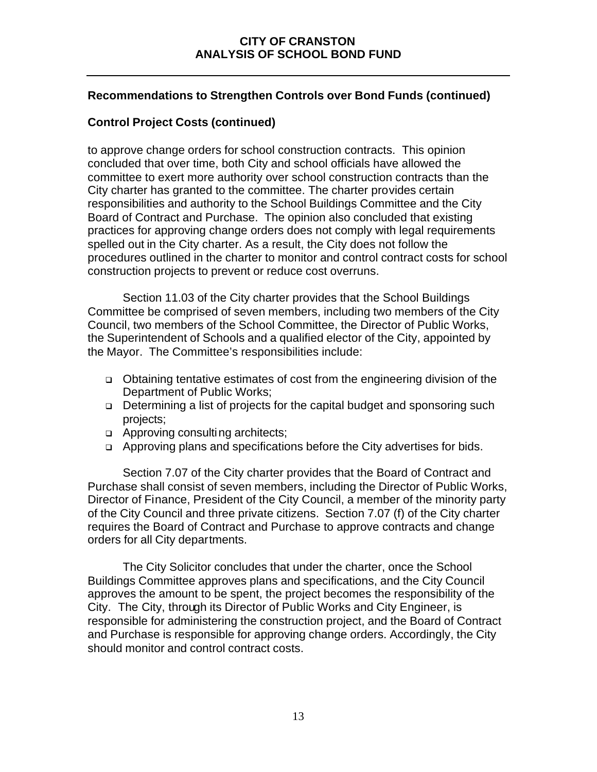## Recommendations to Strengthen Controls over Bond Funds (continued)

### Control Project Costs (continued)

to approve change orders for school construction contracts. This opinion concluded that over time, both City and school officials have allowed the committee to exert more authority over school construction contracts than the City charter has granted to the committee. The charter provides certain responsibilities and authority to the School Buildings Committee and the City Board of Contract and Purchase. The opinion also concluded that existing practices for approving change orders does not comply with legal requirements spelled out in the City charter. As a result, the City does not follow the procedures outlined in the charter to monitor and control contract costs for school construction projects to prevent or reduce cost overruns.

Section 11.03 of the City charter provides that the School Buildings Committee be comprised of seven members, including two members of the City Council, two members of the School Committee, the Director of Public Works, the Superintendent of Schools and a qualified elector of the City, appointed by the Mayor. The Committee's responsibilities include:

- Obtaining tentative estimates of cost from the engineering division of the Department of Public Works;
- Determining a list of projects for the capital budget and sponsoring such projects;
- Approving consulting architects;
- Approving plans and specifications before the City advertises for bids.

Section 7.07 of the City charter provides that the Board of Contract and Purchase shall consist of seven members, including the Director of Public Works, Director of Finance, President of the City Council, a member of the minority party of the City Council and three private citizens. Section 7.07 (f) of the City charter requires the Board of Contract and Purchase to approve contracts and change orders for all City departments.

The City Solicitor concludes that under the charter, once the School Buildings Committee approves plans and specifications, and the City Council approves the amount to be spent, the project becomes the responsibility of the City. The City, through its Director of Public Works and City Engineer, is responsible for administering the construction project, and the Board of Contract and Purchase is responsible for approving change orders. Accordingly, the City should monitor and control contract costs.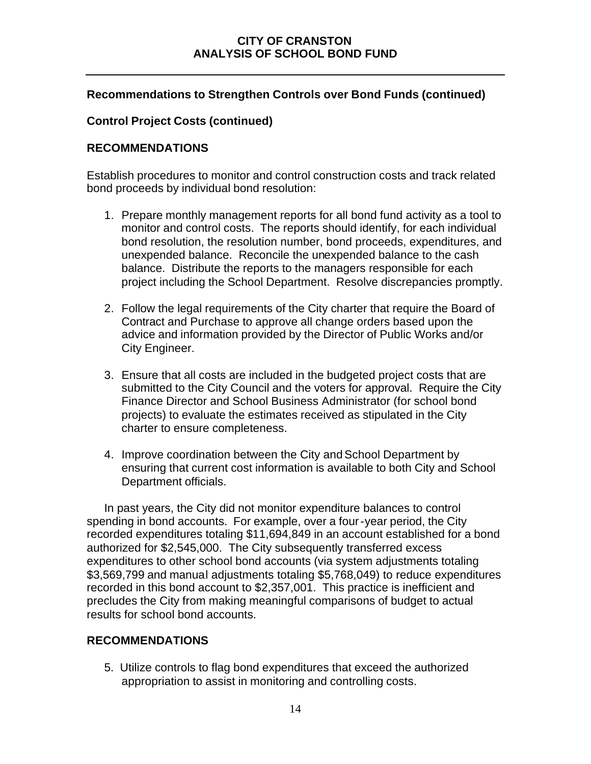## Recommendations to Strengthen Controls over Bond Funds (continued)

### Control Project Costs (continued)

### RECOMMENDATIONS

Establish procedures to monitor and control construction costs and track related bond proceeds by individual bond resolution:

1. Prepare monthly management reports for all bond fund activity as a tool to monitor and control costs. The reports should identify, for each individual bond resolution, the resolution number, bond proceeds, expenditures, and unexpended balance. Reconcile the unexpended balance to the cash balance. Distribute the reports to the managers responsible for each project including the School Department. Resolve discrepancies promptly.

2. Follow the legal requirements of the City charter that require the Board of Contract and Purchase to approve all change orders based upon the advice and information provided by the Director of Public Works and/or City Engineer.

3. Ensure that all costs are included in the budgeted project costs that are submitted to the City Council and the voters for approval. Require the City Finance Director and School Business Administrator (for school bond projects) to evaluate the estimates received as stipulated in the City charter to ensure completeness.

4. Improve coordination between the City and School Department by ensuring that current cost information is available to both City and School Department officials.

In past years, the City did not monitor expenditure balances to control spending in bond accounts. For example, over a four-year period, the City recorded expenditures totaling $11,694,849 in an account established for a bond authorized for $2,545,000. The City subsequently transferred excess expenditures to other school bond accounts (via system adjustments totaling $3,569,799 and manual adjustments totaling $5,768,049) to reduce expenditures recorded in this bond account to $2,357,001. This practice is inefficient and precludes the City from making meaningful comparisons of budget to actual results for school bond accounts.

### RECOMMENDATIONS

5. Utilize controls to flag bond expenditures that exceed the authorized appropriation to assist in monitoring and controlling costs.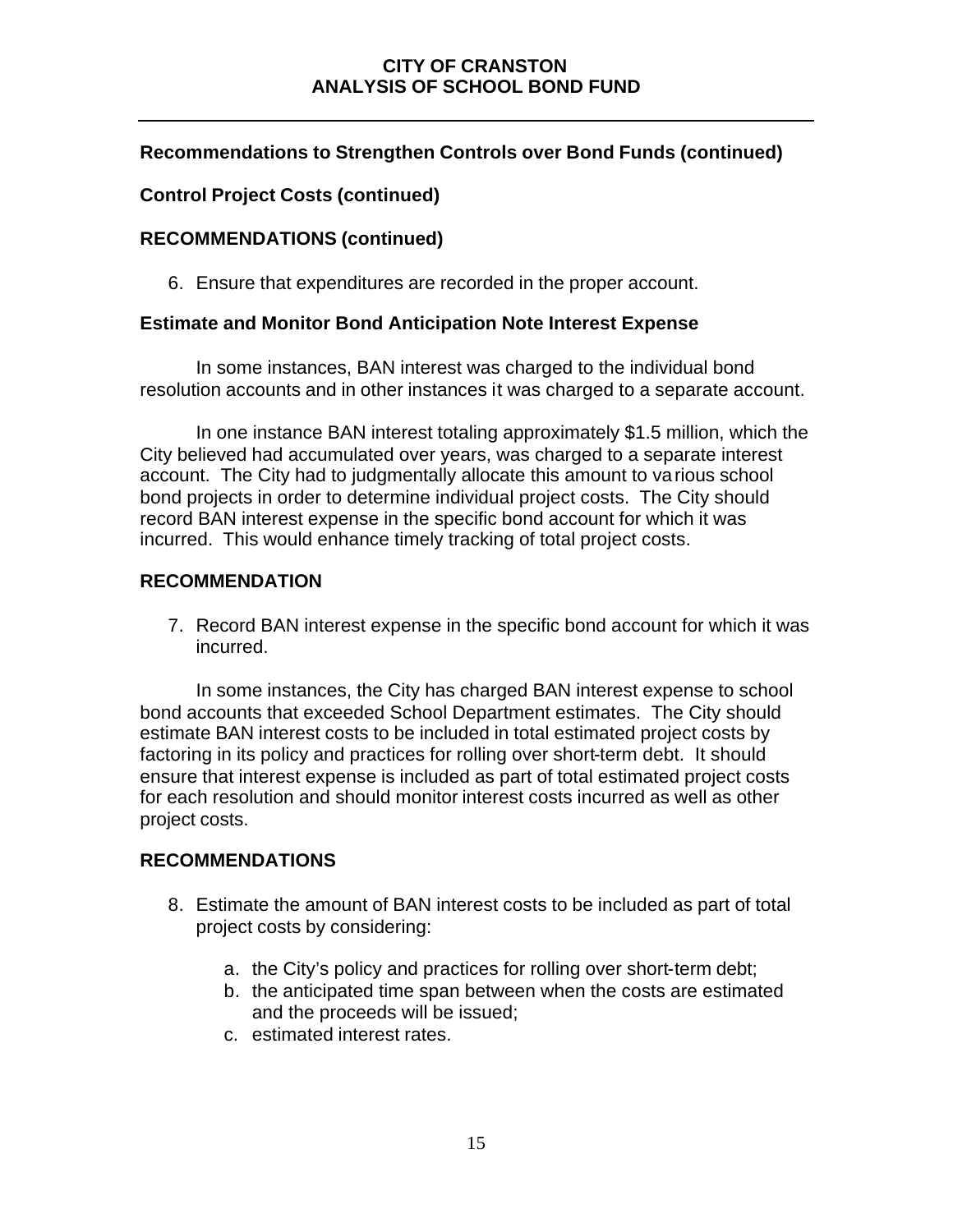### Recommendations to Strengthen Controls over Bond Funds (continued)

### Control Project Costs (continued)

### RECOMMENDATIONS (continued)

6. Ensure that expenditures are recorded in the proper account.

### Estimate and Monitor Bond Anticipation Note Interest Expense

In some instances, BAN interest was charged to the individual bond resolution accounts and in other instances it was charged to a separate account.

In one instance BAN interest totaling approximately $1.5 million, which the City believed had accumulated over years, was charged to a separate interest account. The City had to judgmentally allocate this amount to various school bond projects in order to determine individual project costs. The City should record BAN interest expense in the specific bond account for which it was incurred. This would enhance timely tracking of total project costs.

### RECOMMENDATION

7. Record BAN interest expense in the specific bond account for which it was incurred.

In some instances, the City has charged BAN interest expense to school bond accounts that exceeded School Department estimates. The City should estimate BAN interest costs to be included in total estimated project costs by factoring in its policy and practices for rolling over short-term debt. It should ensure that interest expense is included as part of total estimated project costs for each resolution and should monitor interest costs incurred as well as other project costs.

### RECOMMENDATIONS

8. Estimate the amount of BAN interest costs to be included as part of total project costs by considering:

    a. the City's policy and practices for rolling over short-term debt;
    b. the anticipated time span between when the costs are estimated and the proceeds will be issued;
    c. estimated interest rates.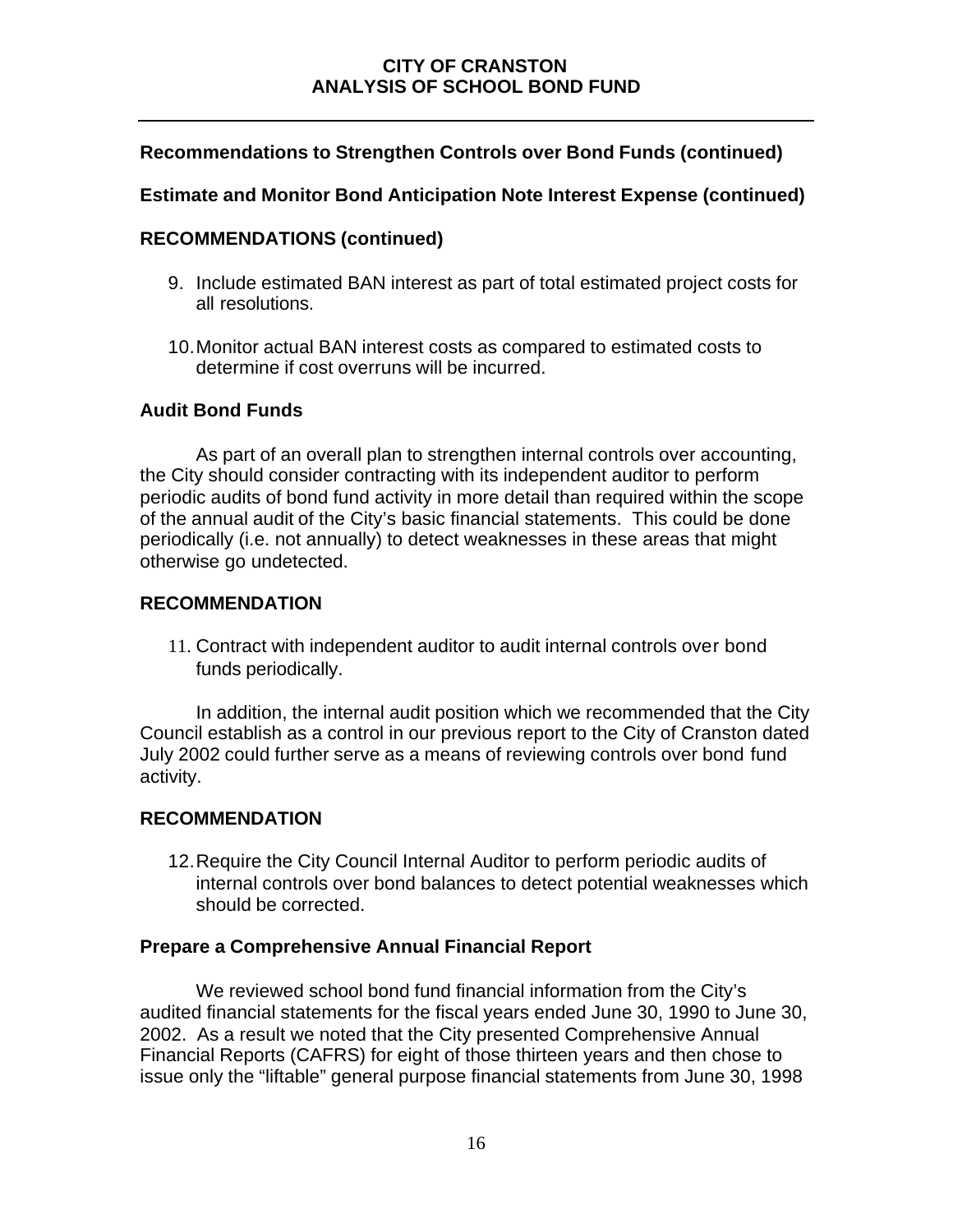## Recommendations to Strengthen Controls over Bond Funds (continued)

### Estimate and Monitor Bond Anticipation Note Interest Expense (continued)

### RECOMMENDATIONS (continued)

9. Include estimated BAN interest as part of total estimated project costs for all resolutions.

10. Monitor actual BAN interest costs as compared to estimated costs to determine if cost overruns will be incurred.

### Audit Bond Funds

As part of an overall plan to strengthen internal controls over accounting, the City should consider contracting with its independent auditor to perform periodic audits of bond fund activity in more detail than required within the scope of the annual audit of the City's basic financial statements. This could be done periodically (i.e. not annually) to detect weaknesses in these areas that might otherwise go undetected.

### RECOMMENDATION

11. Contract with independent auditor to audit internal controls over bond funds periodically.

In addition, the internal audit position which we recommended that the City Council establish as a control in our previous report to the City of Cranston dated July 2002 could further serve as a means of reviewing controls over bond fund activity.

### RECOMMENDATION

12. Require the City Council Internal Auditor to perform periodic audits of internal controls over bond balances to detect potential weaknesses which should be corrected.

### Prepare a Comprehensive Annual Financial Report

We reviewed school bond fund financial information from the City's audited financial statements for the fiscal years ended June 30, 1990 to June 30, 2002. As a result we noted that the City presented Comprehensive Annual Financial Reports (CAFRS) for eight of those thirteen years and then chose to issue only the "liftable" general purpose financial statements from June 30, 1998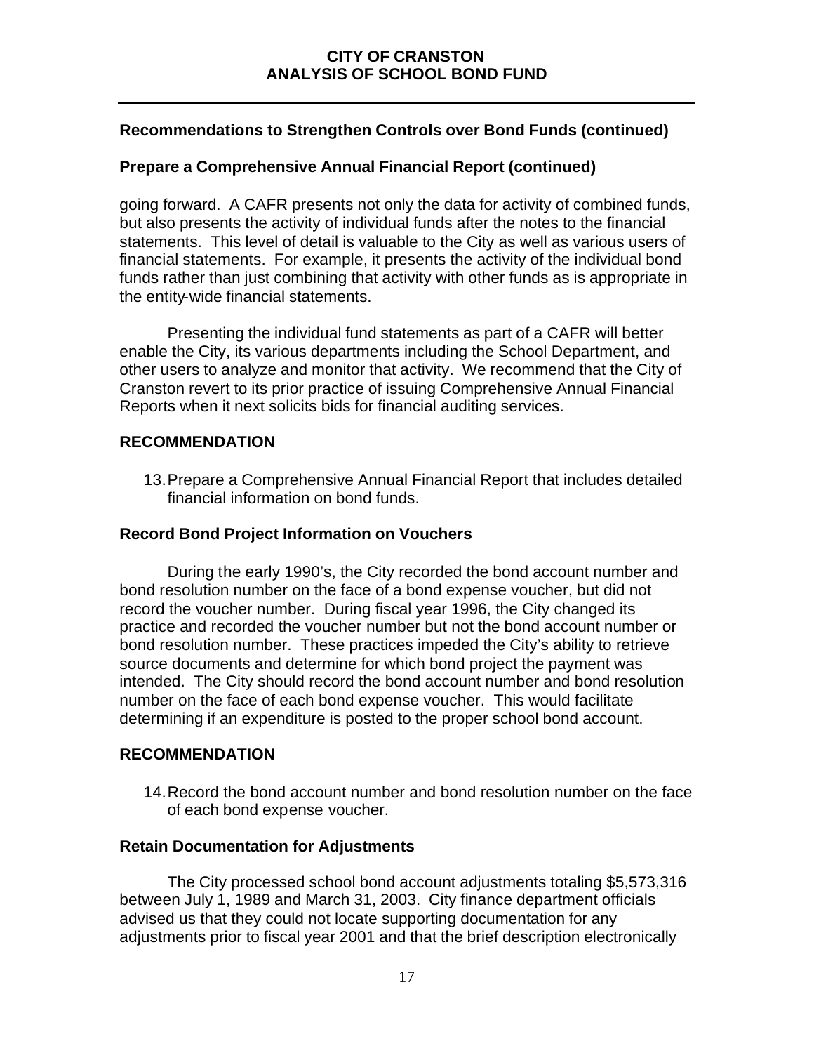## Recommendations to Strengthen Controls over Bond Funds (continued)

### Prepare a Comprehensive Annual Financial Report (continued)

going forward. A CAFR presents not only the data for activity of combined funds, but also presents the activity of individual funds after the notes to the financial statements. This level of detail is valuable to the City as well as various users of financial statements. For example, it presents the activity of the individual bond funds rather than just combining that activity with other funds as is appropriate in the entity-wide financial statements.

Presenting the individual fund statements as part of a CAFR will better enable the City, its various departments including the School Department, and other users to analyze and monitor that activity. We recommend that the City of Cranston revert to its prior practice of issuing Comprehensive Annual Financial Reports when it next solicits bids for financial auditing services.

### RECOMMENDATION

13. Prepare a Comprehensive Annual Financial Report that includes detailed financial information on bond funds.

### Record Bond Project Information on Vouchers

During the early 1990's, the City recorded the bond account number and bond resolution number on the face of a bond expense voucher, but did not record the voucher number. During fiscal year 1996, the City changed its practice and recorded the voucher number but not the bond account number or bond resolution number. These practices impeded the City's ability to retrieve source documents and determine for which bond project the payment was intended. The City should record the bond account number and bond resolution number on the face of each bond expense voucher. This would facilitate determining if an expenditure is posted to the proper school bond account.

### RECOMMENDATION

14. Record the bond account number and bond resolution number on the face of each bond expense voucher.

### Retain Documentation for Adjustments

The City processed school bond account adjustments totaling $5,573,316 between July 1, 1989 and March 31, 2003. City finance department officials advised us that they could not locate supporting documentation for any adjustments prior to fiscal year 2001 and that the brief description electronically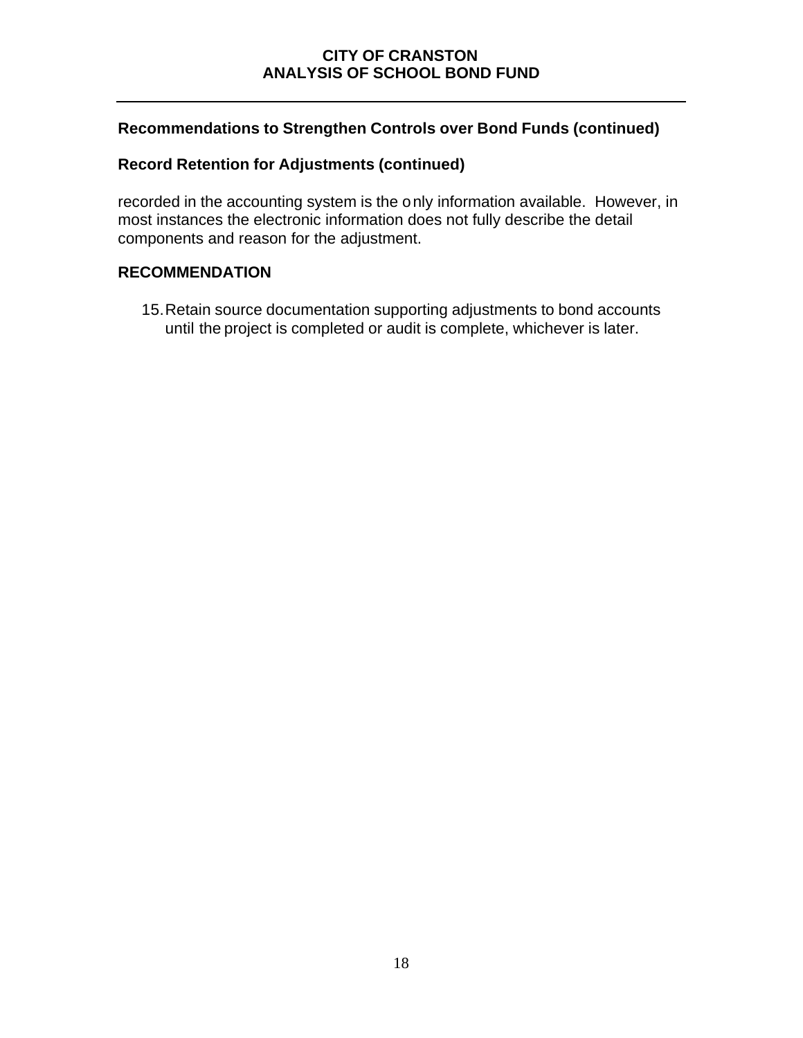## Recommendations to Strengthen Controls over Bond Funds (continued)

### Record Retention for Adjustments (continued)

recorded in the accounting system is the only information available. However, in most instances the electronic information does not fully describe the detail components and reason for the adjustment.

### RECOMMENDATION

15. Retain source documentation supporting adjustments to bond accounts until the project is completed or audit is complete, whichever is later.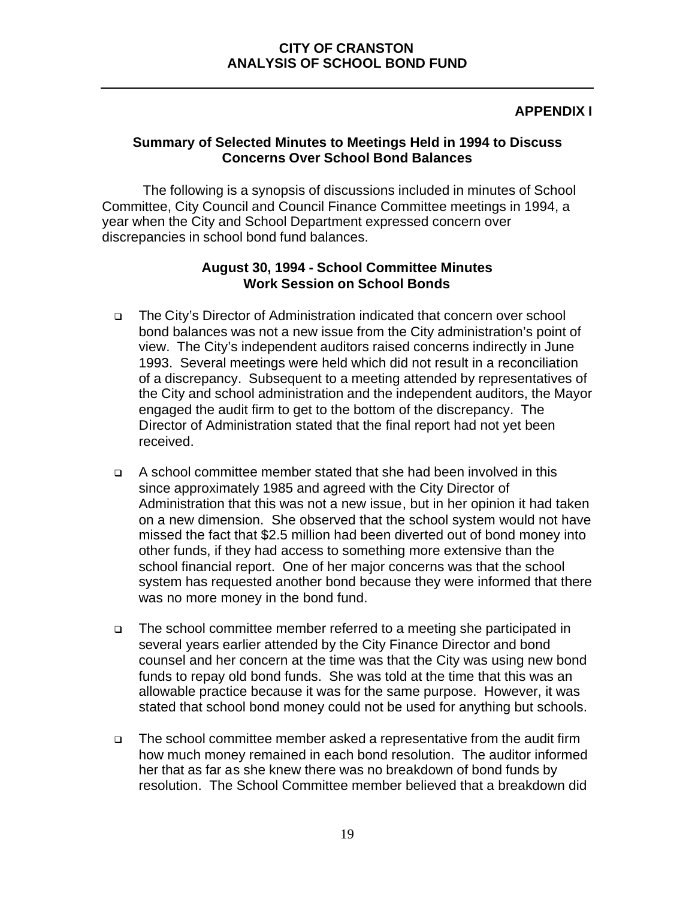## APPENDIX I

### Summary of Selected Minutes to Meetings Held in 1994 to Discuss Concerns Over School Bond Balances

The following is a synopsis of discussions included in minutes of School Committee, City Council and Council Finance Committee meetings in 1994, a year when the City and School Department expressed concern over discrepancies in school bond fund balances.

### August 30, 1994 - School Committee Minutes Work Session on School Bonds

- The City's Director of Administration indicated that concern over school bond balances was not a new issue from the City administration's point of view. The City's independent auditors raised concerns indirectly in June 1993. Several meetings were held which did not result in a reconciliation of a discrepancy. Subsequent to a meeting attended by representatives of the City and school administration and the independent auditors, the Mayor engaged the audit firm to get to the bottom of the discrepancy. The Director of Administration stated that the final report had not yet been received.

- A school committee member stated that she had been involved in this since approximately 1985 and agreed with the City Director of Administration that this was not a new issue, but in her opinion it had taken on a new dimension. She observed that the school system would not have missed the fact that $2.5 million had been diverted out of bond money into other funds, if they had access to something more extensive than the school financial report. One of her major concerns was that the school system has requested another bond because they were informed that there was no more money in the bond fund.

- The school committee member referred to a meeting she participated in several years earlier attended by the City Finance Director and bond counsel and her concern at the time was that the City was using new bond funds to repay old bond funds. She was told at the time that this was an allowable practice because it was for the same purpose. However, it was stated that school bond money could not be used for anything but schools.

- The school committee member asked a representative from the audit firm how much money remained in each bond resolution. The auditor informed her that as far as she knew there was no breakdown of bond funds by resolution. The School Committee member believed that a breakdown did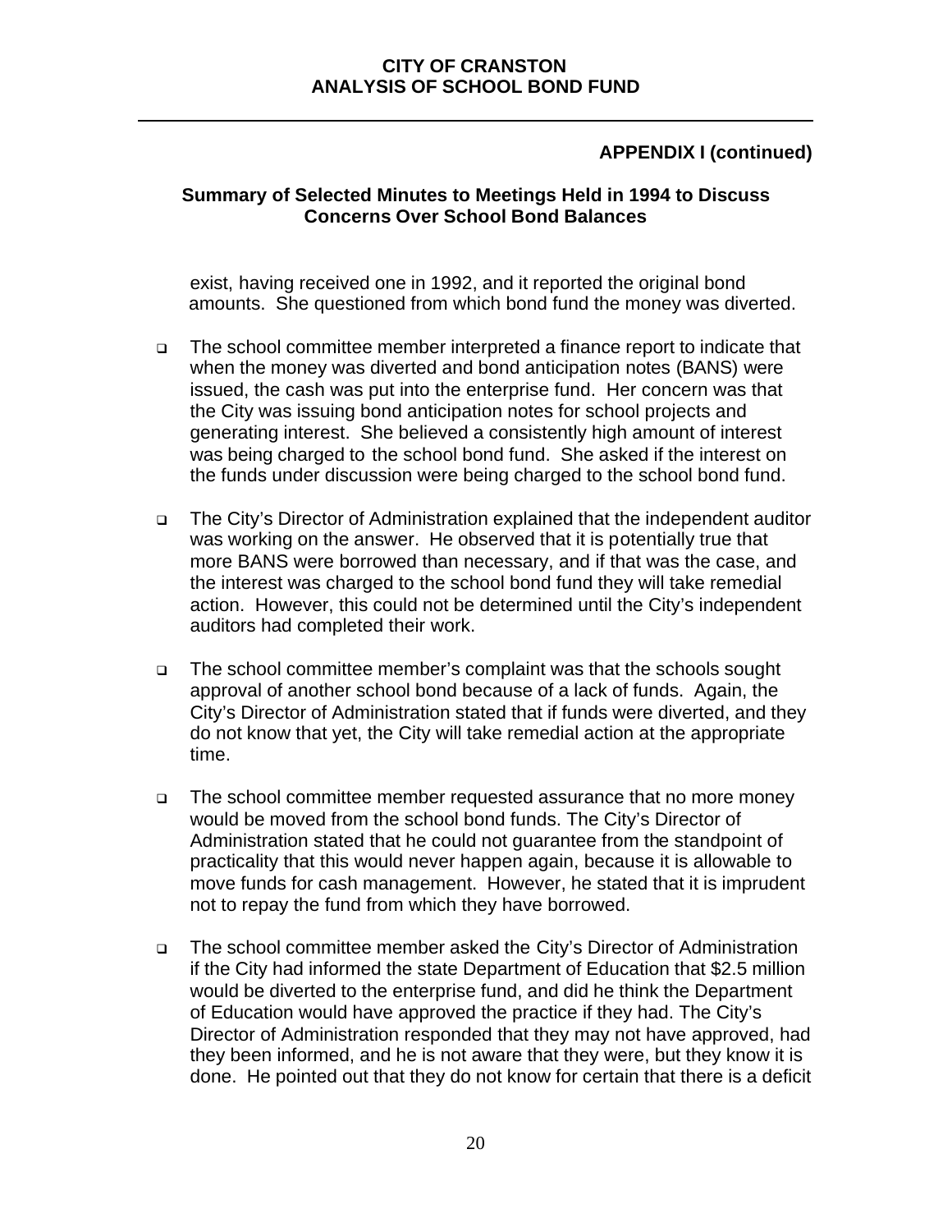## APPENDIX I (continued)

### Summary of Selected Minutes to Meetings Held in 1994 to Discuss Concerns Over School Bond Balances

exist, having received one in 1992, and it reported the original bond amounts. She questioned from which bond fund the money was diverted.

- The school committee member interpreted a finance report to indicate that when the money was diverted and bond anticipation notes (BANS) were issued, the cash was put into the enterprise fund. Her concern was that the City was issuing bond anticipation notes for school projects and generating interest. She believed a consistently high amount of interest was being charged to the school bond fund. She asked if the interest on the funds under discussion were being charged to the school bond fund.
- The City's Director of Administration explained that the independent auditor was working on the answer. He observed that it is potentially true that more BANS were borrowed than necessary, and if that was the case, and the interest was charged to the school bond fund they will take remedial action. However, this could not be determined until the City's independent auditors had completed their work.
- The school committee member's complaint was that the schools sought approval of another school bond because of a lack of funds. Again, the City's Director of Administration stated that if funds were diverted, and they do not know that yet, the City will take remedial action at the appropriate time.
- The school committee member requested assurance that no more money would be moved from the school bond funds. The City's Director of Administration stated that he could not guarantee from the standpoint of practicality that this would never happen again, because it is allowable to move funds for cash management. However, he stated that it is imprudent not to repay the fund from which they have borrowed.
- The school committee member asked the City's Director of Administration if the City had informed the state Department of Education that $2.5 million would be diverted to the enterprise fund, and did he think the Department of Education would have approved the practice if they had. The City's Director of Administration responded that they may not have approved, had they been informed, and he is not aware that they were, but they know it is done. He pointed out that they do not know for certain that there is a deficit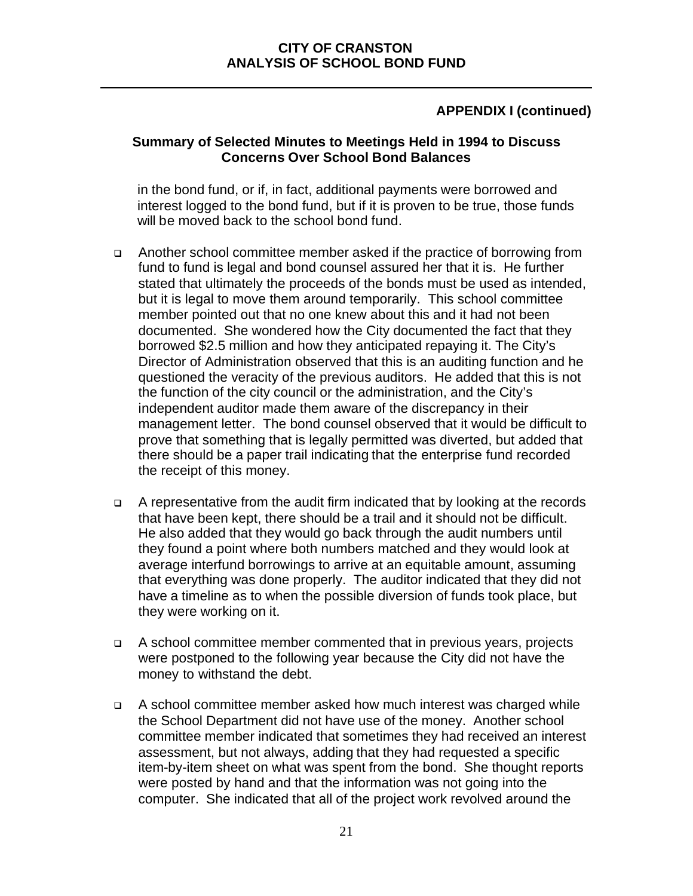## APPENDIX I (continued)

### Summary of Selected Minutes to Meetings Held in 1994 to Discuss Concerns Over School Bond Balances

in the bond fund, or if, in fact, additional payments were borrowed and interest logged to the bond fund, but if it is proven to be true, those funds will be moved back to the school bond fund.

- Another school committee member asked if the practice of borrowing from fund to fund is legal and bond counsel assured her that it is. He further stated that ultimately the proceeds of the bonds must be used as intended, but it is legal to move them around temporarily. This school committee member pointed out that no one knew about this and it had not been documented. She wondered how the City documented the fact that they borrowed $2.5 million and how they anticipated repaying it. The City's Director of Administration observed that this is an auditing function and he questioned the veracity of the previous auditors. He added that this is not the function of the city council or the administration, and the City's independent auditor made them aware of the discrepancy in their management letter. The bond counsel observed that it would be difficult to prove that something that is legally permitted was diverted, but added that there should be a paper trail indicating that the enterprise fund recorded the receipt of this money.

- A representative from the audit firm indicated that by looking at the records that have been kept, there should be a trail and it should not be difficult. He also added that they would go back through the audit numbers until they found a point where both numbers matched and they would look at average interfund borrowings to arrive at an equitable amount, assuming that everything was done properly. The auditor indicated that they did not have a timeline as to when the possible diversion of funds took place, but they were working on it.

- A school committee member commented that in previous years, projects were postponed to the following year because the City did not have the money to withstand the debt.

- A school committee member asked how much interest was charged while the School Department did not have use of the money. Another school committee member indicated that sometimes they had received an interest assessment, but not always, adding that they had requested a specific item-by-item sheet on what was spent from the bond. She thought reports were posted by hand and that the information was not going into the computer. She indicated that all of the project work revolved around the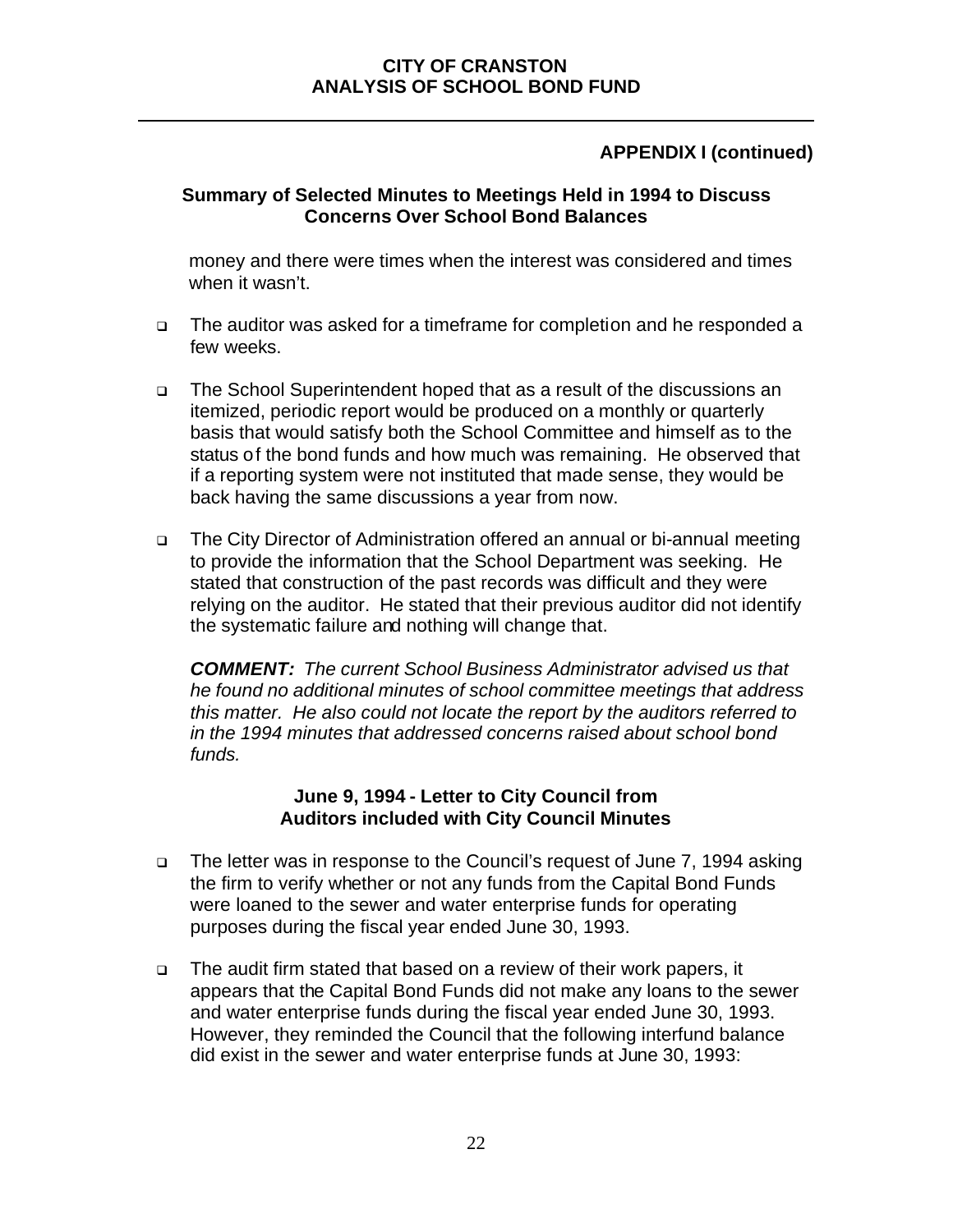## APPENDIX I (continued)

### Summary of Selected Minutes to Meetings Held in 1994 to Discuss Concerns Over School Bond Balances

money and there were times when the interest was considered and times when it wasn't.

- The auditor was asked for a timeframe for completion and he responded a few weeks.
- The School Superintendent hoped that as a result of the discussions an itemized, periodic report would be produced on a monthly or quarterly basis that would satisfy both the School Committee and himself as to the status of the bond funds and how much was remaining. He observed that if a reporting system were not instituted that made sense, they would be back having the same discussions a year from now.
- The City Director of Administration offered an annual or bi-annual meeting to provide the information that the School Department was seeking. He stated that construction of the past records was difficult and they were relying on the auditor. He stated that their previous auditor did not identify the systematic failure and nothing will change that.

***COMMENT:*** *The current School Business Administrator advised us that he found no additional minutes of school committee meetings that address this matter. He also could not locate the report by the auditors referred to in the 1994 minutes that addressed concerns raised about school bond funds.*

### June 9, 1994 - Letter to City Council from Auditors included with City Council Minutes

- The letter was in response to the Council's request of June 7, 1994 asking the firm to verify whether or not any funds from the Capital Bond Funds were loaned to the sewer and water enterprise funds for operating purposes during the fiscal year ended June 30, 1993.
- The audit firm stated that based on a review of their work papers, it appears that the Capital Bond Funds did not make any loans to the sewer and water enterprise funds during the fiscal year ended June 30, 1993. However, they reminded the Council that the following interfund balance did exist in the sewer and water enterprise funds at June 30, 1993: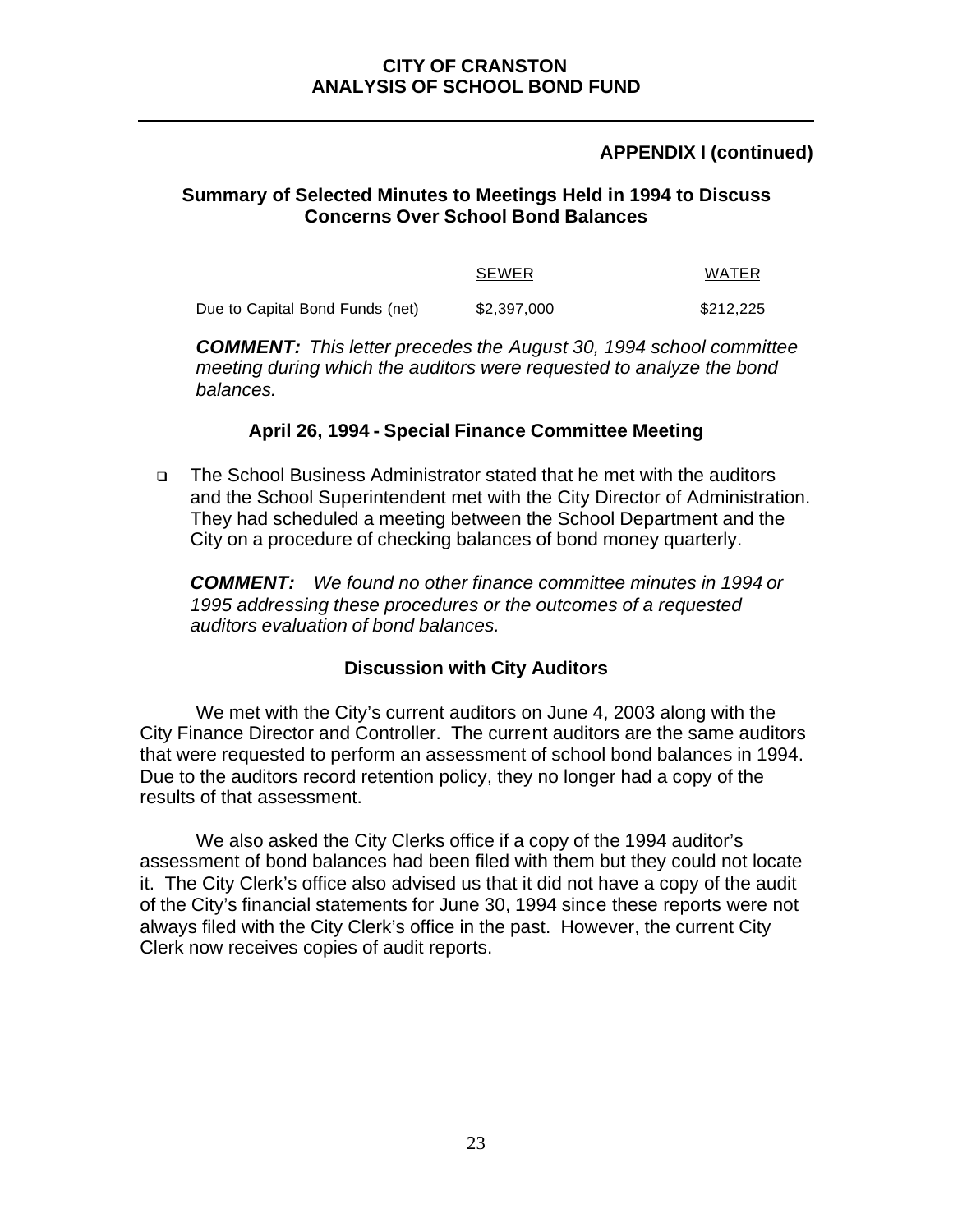## APPENDIX I (continued)

### Summary of Selected Minutes to Meetings Held in 1994 to Discuss Concerns Over School Bond Balances

| | SEWER | WATER |
|---|---|---|
| Due to Capital Bond Funds (net) | $2,397,000 | $212,225 |

***COMMENT:*** *This letter precedes the August 30, 1994 school committee meeting during which the auditors were requested to analyze the bond balances.*

### April 26, 1994 - Special Finance Committee Meeting

- The School Business Administrator stated that he met with the auditors and the School Superintendent met with the City Director of Administration. They had scheduled a meeting between the School Department and the City on a procedure of checking balances of bond money quarterly.

***COMMENT:*** *We found no other finance committee minutes in 1994 or 1995 addressing these procedures or the outcomes of a requested auditors evaluation of bond balances.*

### Discussion with City Auditors

We met with the City's current auditors on June 4, 2003 along with the City Finance Director and Controller. The current auditors are the same auditors that were requested to perform an assessment of school bond balances in 1994. Due to the auditors record retention policy, they no longer had a copy of the results of that assessment.

We also asked the City Clerks office if a copy of the 1994 auditor's assessment of bond balances had been filed with them but they could not locate it. The City Clerk's office also advised us that it did not have a copy of the audit of the City's financial statements for June 30, 1994 since these reports were not always filed with the City Clerk's office in the past. However, the current City Clerk now receives copies of audit reports.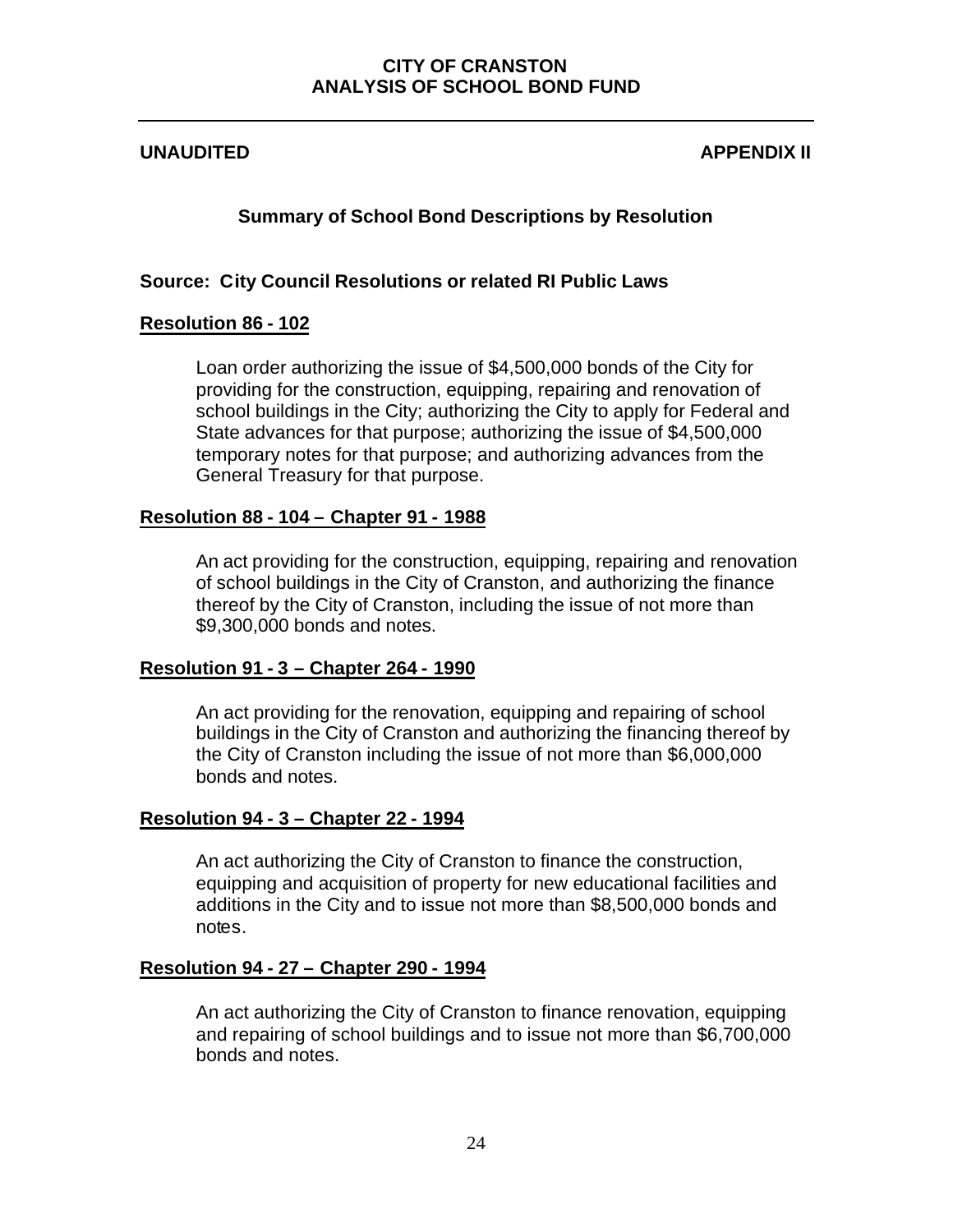# CITY OF CRANSTON
# ANALYSIS OF SCHOOL BOND FUND

**UNAUDITED** **APPENDIX II**

## Summary of School Bond Descriptions by Resolution

**Source: City Council Resolutions or related RI Public Laws**

### Resolution 86 - 102

Loan order authorizing the issue of $4,500,000 bonds of the City for providing for the construction, equipping, repairing and renovation of school buildings in the City; authorizing the City to apply for Federal and State advances for that purpose; authorizing the issue of $4,500,000 temporary notes for that purpose; and authorizing advances from the General Treasury for that purpose.

### Resolution 88 - 104 – Chapter 91 - 1988

An act providing for the construction, equipping, repairing and renovation of school buildings in the City of Cranston, and authorizing the finance thereof by the City of Cranston, including the issue of not more than $9,300,000 bonds and notes.

### Resolution 91 - 3 – Chapter 264 - 1990

An act providing for the renovation, equipping and repairing of school buildings in the City of Cranston and authorizing the financing thereof by the City of Cranston including the issue of not more than $6,000,000 bonds and notes.

### Resolution 94 - 3 – Chapter 22 - 1994

An act authorizing the City of Cranston to finance the construction, equipping and acquisition of property for new educational facilities and additions in the City and to issue not more than $8,500,000 bonds and notes.

### Resolution 94 - 27 – Chapter 290 - 1994

An act authorizing the City of Cranston to finance renovation, equipping and repairing of school buildings and to issue not more than $6,700,000 bonds and notes.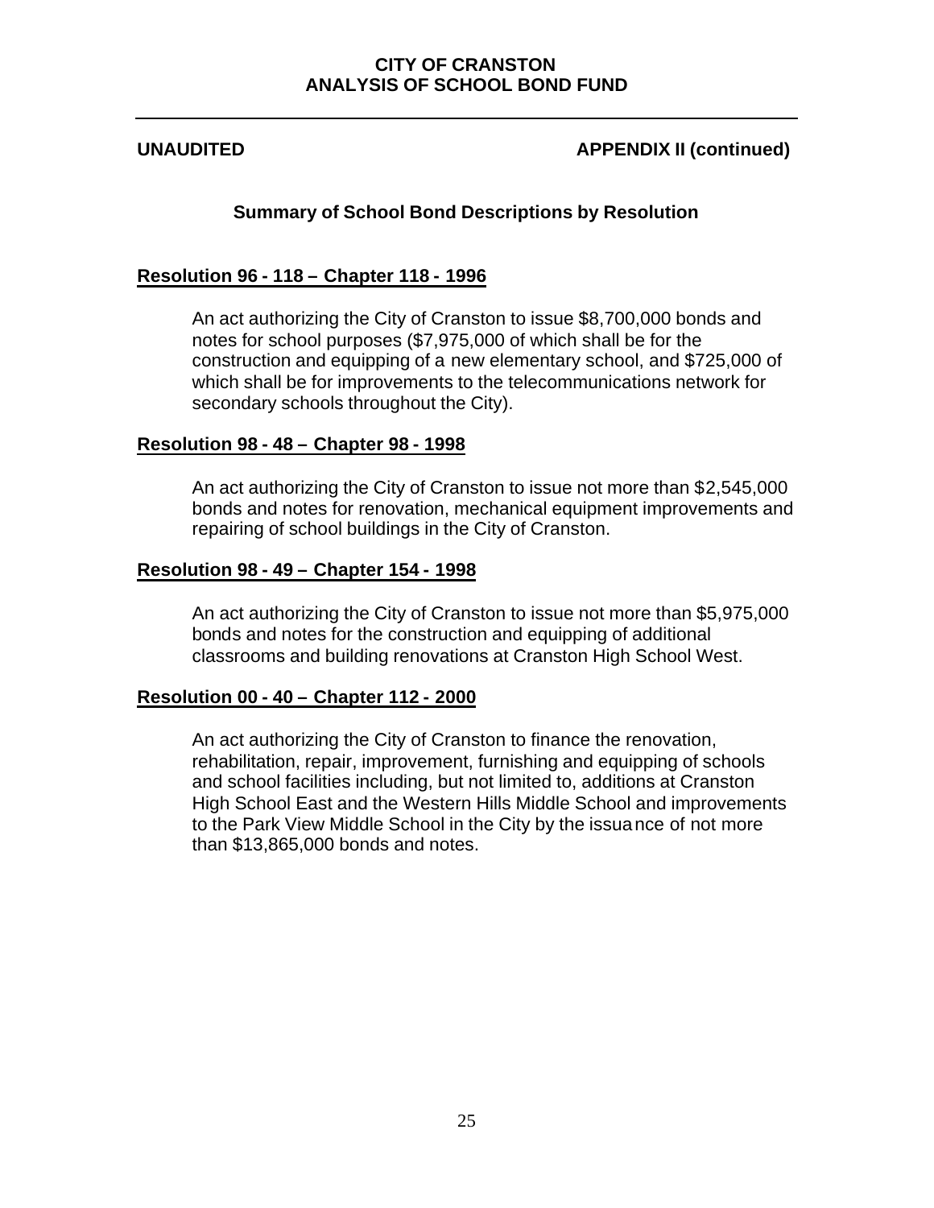UNAUDITED APPENDIX II (continued)

## Summary of School Bond Descriptions by Resolution

### Resolution 96 - 118 – Chapter 118 - 1996

An act authorizing the City of Cranston to issue $8,700,000 bonds and notes for school purposes ($7,975,000 of which shall be for the construction and equipping of a new elementary school, and $725,000 of which shall be for improvements to the telecommunications network for secondary schools throughout the City).

### Resolution 98 - 48 – Chapter 98 - 1998

An act authorizing the City of Cranston to issue not more than $2,545,000 bonds and notes for renovation, mechanical equipment improvements and repairing of school buildings in the City of Cranston.

### Resolution 98 - 49 – Chapter 154 - 1998

An act authorizing the City of Cranston to issue not more than $5,975,000 bonds and notes for the construction and equipping of additional classrooms and building renovations at Cranston High School West.

### Resolution 00 - 40 – Chapter 112 - 2000

An act authorizing the City of Cranston to finance the renovation, rehabilitation, repair, improvement, furnishing and equipping of schools and school facilities including, but not limited to, additions at Cranston High School East and the Western Hills Middle School and improvements to the Park View Middle School in the City by the issuance of not more than $13,865,000 bonds and notes.